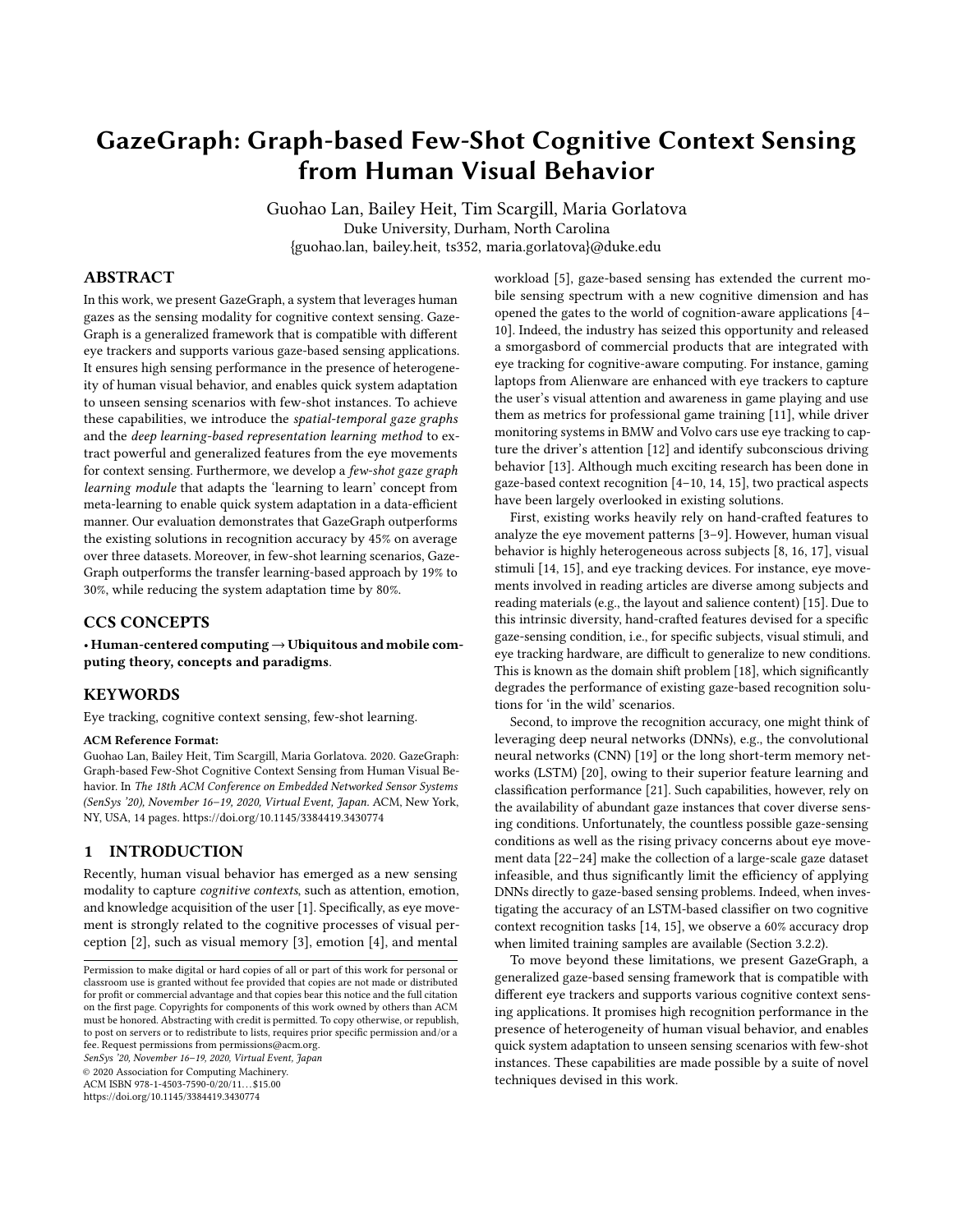# GazeGraph: Graph-based Few-Shot Cognitive Context Sensing from Human Visual Behavior

Guohao Lan, Bailey Heit, Tim Scargill, Maria Gorlatova
Duke University, Durham, North Carolina
{guohao.lan, bailey.heit, ts352, maria.gorlatova}@duke.edu

## ABSTRACT

In this work, we present GazeGraph, a system that leverages human gazes as the sensing modality for cognitive context sensing. GazeGraph is a generalized framework that is compatible with different eye trackers and supports various gaze-based sensing applications. It ensures high sensing performance in the presence of heterogeneity of human visual behavior, and enables quick system adaptation to unseen sensing scenarios with few-shot instances. To achieve these capabilities, we introduce the *spatial-temporal gaze graphs* and the *deep learning-based representation learning method* to extract powerful and generalized features from the eye movements for context sensing. Furthermore, we develop a *few-shot gaze graph learning module* that adapts the 'learning to learn' concept from meta-learning to enable quick system adaptation in a data-efficient manner. Our evaluation demonstrates that GazeGraph outperforms the existing solutions in recognition accuracy by 45% on average over three datasets. Moreover, in few-shot learning scenarios, GazeGraph outperforms the transfer learning-based approach by 19% to 30%, while reducing the system adaptation time by 80%.

## CCS CONCEPTS

• **Human-centered computing → Ubiquitous and mobile computing theory, concepts and paradigms**.

## KEYWORDS

Eye tracking, cognitive context sensing, few-shot learning.

**ACM Reference Format:**
Guohao Lan, Bailey Heit, Tim Scargill, Maria Gorlatova. 2020. GazeGraph: Graph-based Few-Shot Cognitive Context Sensing from Human Visual Behavior. In *The 18th ACM Conference on Embedded Networked Sensor Systems (SenSys '20), November 16–19, 2020, Virtual Event, Japan.* ACM, New York, NY, USA, 14 pages. https://doi.org/10.1145/3384419.3430774

## 1 INTRODUCTION

Recently, human visual behavior has emerged as a new sensing modality to capture *cognitive contexts*, such as attention, emotion, and knowledge acquisition of the user [1]. Specifically, as eye movement is strongly related to the cognitive processes of visual perception [2], such as visual memory [3], emotion [4], and mental workload [5], gaze-based sensing has extended the current mobile sensing spectrum with a new cognitive dimension and has opened the gates to the world of cognition-aware applications [4–10]. Indeed, the industry has seized this opportunity and released a smorgasbord of commercial products that are integrated with eye tracking for cognitive-aware computing. For instance, gaming laptops from Alienware are enhanced with eye trackers to capture the user's visual attention and awareness in game playing and use them as metrics for professional game training [11], while driver monitoring systems in BMW and Volvo cars use eye tracking to capture the driver's attention [12] and identify subconscious driving behavior [13]. Although much exciting research has been done in gaze-based context recognition [4–10, 14, 15], two practical aspects have been largely overlooked in existing solutions.

First, existing works heavily rely on hand-crafted features to analyze the eye movement patterns [3–9]. However, human visual behavior is highly heterogeneous across subjects [8, 16, 17], visual stimuli [14, 15], and eye tracking devices. For instance, eye movements involved in reading articles are diverse among subjects and reading materials (e.g., the layout and salience content) [15]. Due to this intrinsic diversity, hand-crafted features devised for a specific gaze-sensing condition, i.e., for specific subjects, visual stimuli, and eye tracking hardware, are difficult to generalize to new conditions. This is known as the domain shift problem [18], which significantly degrades the performance of existing gaze-based recognition solutions for 'in the wild' scenarios.

Second, to improve the recognition accuracy, one might think of leveraging deep neural networks (DNNs), e.g., the convolutional neural networks (CNN) [19] or the long short-term memory networks (LSTM) [20], owing to their superior feature learning and classification performance [21]. Such capabilities, however, rely on the availability of abundant gaze instances that cover diverse sensing conditions. Unfortunately, the countless possible gaze-sensing conditions as well as the rising privacy concerns about eye movement data [22–24] make the collection of a large-scale gaze dataset infeasible, and thus significantly limit the efficiency of applying DNNs directly to gaze-based sensing problems. Indeed, when investigating the accuracy of an LSTM-based classifier on two cognitive context recognition tasks [14, 15], we observe a 60% accuracy drop when limited training samples are available (Section 3.2.2).

To move beyond these limitations, we present GazeGraph, a generalized gaze-based sensing framework that is compatible with different eye trackers and supports various cognitive context sensing applications. It promises high recognition performance in the presence of heterogeneity of human visual behavior, and enables quick system adaptation to unseen sensing scenarios with few-shot instances. These capabilities are made possible by a suite of novel techniques devised in this work.

Permission to make digital or hard copies of all or part of this work for personal or classroom use is granted without fee provided that copies are not made or distributed for profit or commercial advantage and that copies bear this notice and the full citation on the first page. Copyrights for components of this work owned by others than ACM must be honored. Abstracting with credit is permitted. To copy otherwise, or republish, to post on servers or to redistribute to lists, requires prior specific permission and/or a fee. Request permissions from permissions@acm.org.
*SenSys '20, November 16–19, 2020, Virtual Event, Japan*
© 2020 Association for Computing Machinery.
ACM ISBN 978-1-4503-7590-0/20/11...$15.00
https://doi.org/10.1145/3384419.3430774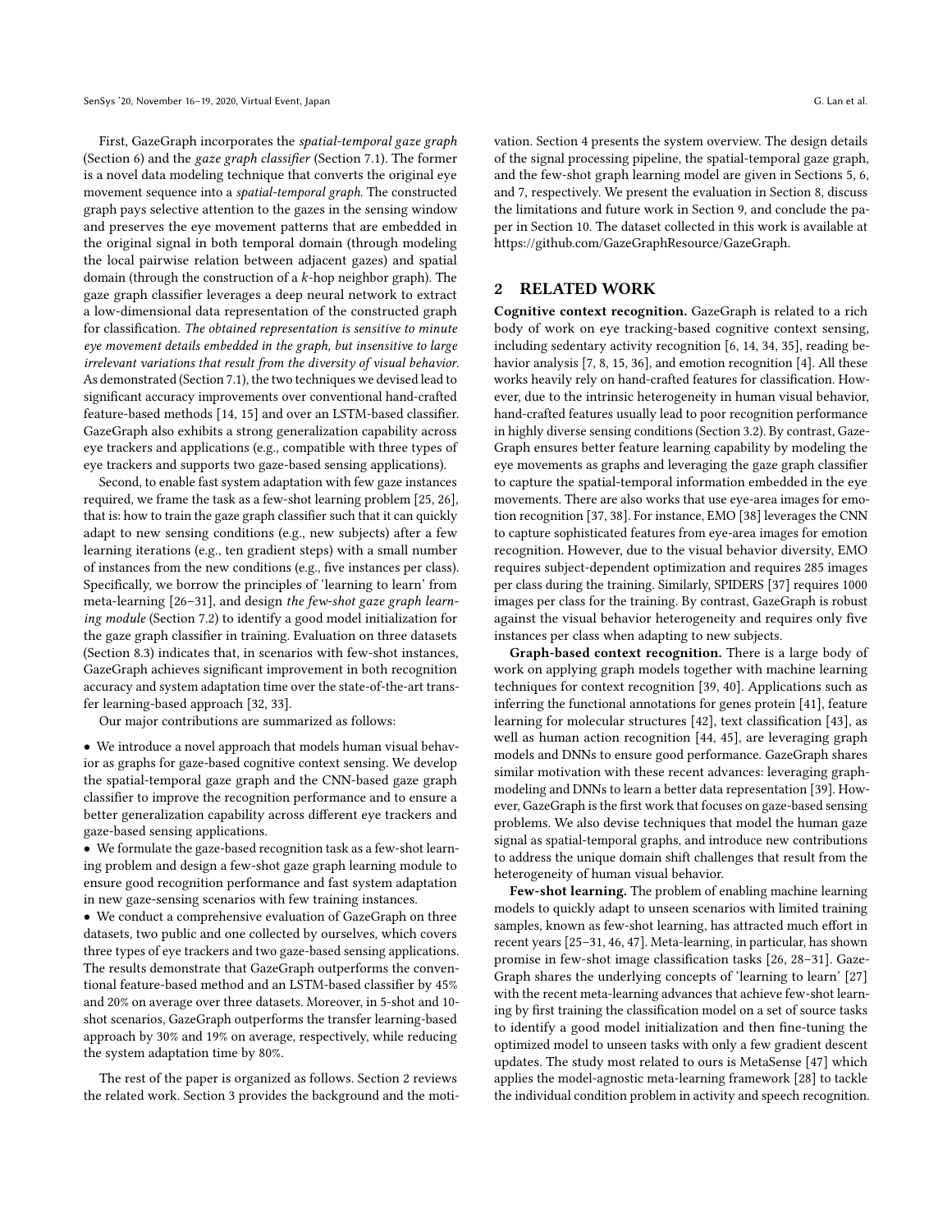First, GazeGraph incorporates the *spatial-temporal gaze graph* (Section 6) and the *gaze graph classifier* (Section 7.1). The former is a novel data modeling technique that converts the original eye movement sequence into a *spatial-temporal graph*. The constructed graph pays selective attention to the gazes in the sensing window and preserves the eye movement patterns that are embedded in the original signal in both temporal domain (through modeling the local pairwise relation between adjacent gazes) and spatial domain (through the construction of a $k$-hop neighbor graph). The gaze graph classifier leverages a deep neural network to extract a low-dimensional data representation of the constructed graph for classification. *The obtained representation is sensitive to minute eye movement details embedded in the graph, but insensitive to large irrelevant variations that result from the diversity of visual behavior.* As demonstrated (Section 7.1), the two techniques we devised lead to significant accuracy improvements over conventional hand-crafted feature-based methods [14, 15] and over an LSTM-based classifier. GazeGraph also exhibits a strong generalization capability across eye trackers and applications (e.g., compatible with three types of eye trackers and supports two gaze-based sensing applications).

Second, to enable fast system adaptation with few gaze instances required, we frame the task as a few-shot learning problem [25, 26], that is: how to train the gaze graph classifier such that it can quickly adapt to new sensing conditions (e.g., new subjects) after a few learning iterations (e.g., ten gradient steps) with a small number of instances from the new conditions (e.g., five instances per class). Specifically, we borrow the principles of 'learning to learn' from meta-learning [26–31], and design *the few-shot gaze graph learning module* (Section 7.2) to identify a good model initialization for the gaze graph classifier in training. Evaluation on three datasets (Section 8.3) indicates that, in scenarios with few-shot instances, GazeGraph achieves significant improvement in both recognition accuracy and system adaptation time over the state-of-the-art transfer learning-based approach [32, 33].

Our major contributions are summarized as follows:

- We introduce a novel approach that models human visual behavior as graphs for gaze-based cognitive context sensing. We develop the spatial-temporal gaze graph and the CNN-based gaze graph classifier to improve the recognition performance and to ensure a better generalization capability across different eye trackers and gaze-based sensing applications.
- We formulate the gaze-based recognition task as a few-shot learning problem and design a few-shot gaze graph learning module to ensure good recognition performance and fast system adaptation in new gaze-sensing scenarios with few training instances.
- We conduct a comprehensive evaluation of GazeGraph on three datasets, two public and one collected by ourselves, which covers three types of eye trackers and two gaze-based sensing applications. The results demonstrate that GazeGraph outperforms the conventional feature-based method and an LSTM-based classifier by 45% and 20% on average over three datasets. Moreover, in 5-shot and 10-shot scenarios, GazeGraph outperforms the transfer learning-based approach by 30% and 19% on average, respectively, while reducing the system adaptation time by 80%.

The rest of the paper is organized as follows. Section 2 reviews the related work. Section 3 provides the background and the motivation. Section 4 presents the system overview. The design details of the signal processing pipeline, the spatial-temporal gaze graph, and the few-shot graph learning model are given in Sections 5, 6, and 7, respectively. We present the evaluation in Section 8, discuss the limitations and future work in Section 9, and conclude the paper in Section 10. The dataset collected in this work is available at https://github.com/GazeGraphResource/GazeGraph.

## 2 RELATED WORK

**Cognitive context recognition.** GazeGraph is related to a rich body of work on eye tracking-based cognitive context sensing, including sedentary activity recognition [6, 14, 34, 35], reading behavior analysis [7, 8, 15, 36], and emotion recognition [4]. All these works heavily rely on hand-crafted features for classification. However, due to the intrinsic heterogeneity in human visual behavior, hand-crafted features usually lead to poor recognition performance in highly diverse sensing conditions (Section 3.2). By contrast, GazeGraph ensures better feature learning capability by modeling the eye movements as graphs and leveraging the gaze graph classifier to capture the spatial-temporal information embedded in the eye movements. There are also works that use eye-area images for emotion recognition [37, 38]. For instance, EMO [38] leverages the CNN to capture sophisticated features from eye-area images for emotion recognition. However, due to the visual behavior diversity, EMO requires subject-dependent optimization and requires 285 images per class during the training. Similarly, SPIDERS [37] requires 1000 images per class for the training. By contrast, GazeGraph is robust against the visual behavior heterogeneity and requires only five instances per class when adapting to new subjects.

**Graph-based context recognition.** There is a large body of work on applying graph models together with machine learning techniques for context recognition [39, 40]. Applications such as inferring the functional annotations for genes protein [41], feature learning for molecular structures [42], text classification [43], as well as human action recognition [44, 45], are leveraging graph models and DNNs to ensure good performance. GazeGraph shares similar motivation with these recent advances: leveraging graph-modeling and DNNs to learn a better data representation [39]. However, GazeGraph is the first work that focuses on gaze-based sensing problems. We also devise techniques that model the human gaze signal as spatial-temporal graphs, and introduce new contributions to address the unique domain shift challenges that result from the heterogeneity of human visual behavior.

**Few-shot learning.** The problem of enabling machine learning models to quickly adapt to unseen scenarios with limited training samples, known as few-shot learning, has attracted much effort in recent years [25–31, 46, 47]. Meta-learning, in particular, has shown promise in few-shot image classification tasks [26, 28–31]. GazeGraph shares the underlying concepts of 'learning to learn' [27] with the recent meta-learning advances that achieve few-shot learning by first training the classification model on a set of source tasks to identify a good model initialization and then fine-tuning the optimized model to unseen tasks with only a few gradient descent updates. The study most related to ours is MetaSense [47] which applies the model-agnostic meta-learning framework [28] to tackle the individual condition problem in activity and speech recognition.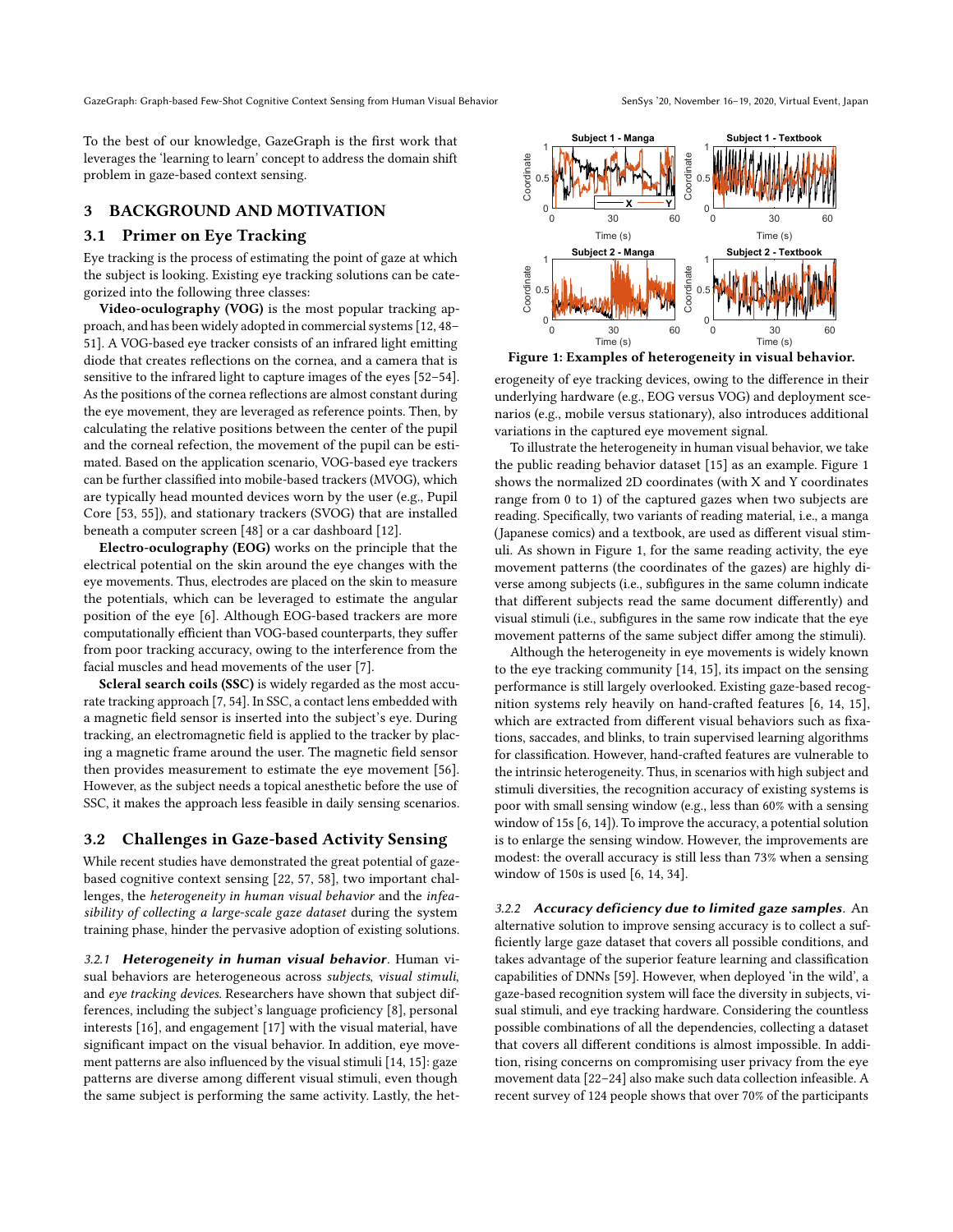To the best of our knowledge, GazeGraph is the first work that leverages the 'learning to learn' concept to address the domain shift problem in gaze-based context sensing.

## 3 BACKGROUND AND MOTIVATION

### 3.1 Primer on Eye Tracking

Eye tracking is the process of estimating the point of gaze at which the subject is looking. Existing eye tracking solutions can be categorized into the following three classes:

**Video-oculography (VOG)** is the most popular tracking approach, and has been widely adopted in commercial systems [12, 48–51]. A VOG-based eye tracker consists of an infrared light emitting diode that creates reflections on the cornea, and a camera that is sensitive to the infrared light to capture images of the eyes [52–54]. As the positions of the cornea reflections are almost constant during the eye movement, they are leveraged as reference points. Then, by calculating the relative positions between the center of the pupil and the corneal refection, the movement of the pupil can be estimated. Based on the application scenario, VOG-based eye trackers can be further classified into mobile-based trackers (MVOG), which are typically head mounted devices worn by the user (e.g., Pupil Core [53, 55]), and stationary trackers (SVOG) that are installed beneath a computer screen [48] or a car dashboard [12].

**Electro-oculography (EOG)** works on the principle that the electrical potential on the skin around the eye changes with the eye movements. Thus, electrodes are placed on the skin to measure the potentials, which can be leveraged to estimate the angular position of the eye [6]. Although EOG-based trackers are more computationally efficient than VOG-based counterparts, they suffer from poor tracking accuracy, owing to the interference from the facial muscles and head movements of the user [7].

**Scleral search coils (SSC)** is widely regarded as the most accurate tracking approach [7, 54]. In SSC, a contact lens embedded with a magnetic field sensor is inserted into the subject's eye. During tracking, an electromagnetic field is applied to the tracker by placing a magnetic frame around the user. The magnetic field sensor then provides measurement to estimate the eye movement [56]. However, as the subject needs a topical anesthetic before the use of SSC, it makes the approach less feasible in daily sensing scenarios.

### 3.2 Challenges in Gaze-based Activity Sensing

While recent studies have demonstrated the great potential of gaze-based cognitive context sensing [22, 57, 58], two important challenges, the *heterogeneity in human visual behavior* and the *infeasibility of collecting a large-scale gaze dataset* during the system training phase, hinder the pervasive adoption of existing solutions.

*3.2.1* ***Heterogeneity in human visual behavior***. Human visual behaviors are heterogeneous across *subjects*, *visual stimuli*, and *eye tracking devices*. Researchers have shown that subject differences, including the subject's language proficiency [8], personal interests [16], and engagement [17] with the visual material, have significant impact on the visual behavior. In addition, eye movement patterns are also influenced by the visual stimuli [14, 15]: gaze patterns are diverse among different visual stimuli, even though the same subject is performing the same activity. Lastly, the heterogeneity of eye tracking devices, owing to the difference in their underlying hardware (e.g., EOG versus VOG) and deployment scenarios (e.g., mobile versus stationary), also introduces additional variations in the captured eye movement signal.

Subject 1 - Manga
Subject 1 - Textbook
Subject 2 - Manga
Subject 2 - Textbook
Coordinate
1
0.5
0
X
Y
0
30
60
Time (s)

**Figure 1: Examples of heterogeneity in visual behavior.**

To illustrate the heterogeneity in human visual behavior, we take the public reading behavior dataset [15] as an example. Figure 1 shows the normalized 2D coordinates (with X and Y coordinates range from 0 to 1) of the captured gazes when two subjects are reading. Specifically, two variants of reading material, i.e., a manga (Japanese comics) and a textbook, are used as different visual stimuli. As shown in Figure 1, for the same reading activity, the eye movement patterns (the coordinates of the gazes) are highly diverse among subjects (i.e., subfigures in the same column indicate that different subjects read the same document differently) and visual stimuli (i.e., subfigures in the same row indicate that the eye movement patterns of the same subject differ among the stimuli).

Although the heterogeneity in eye movements is widely known to the eye tracking community [14, 15], its impact on the sensing performance is still largely overlooked. Existing gaze-based recognition systems rely heavily on hand-crafted features [6, 14, 15], which are extracted from different visual behaviors such as fixations, saccades, and blinks, to train supervised learning algorithms for classification. However, hand-crafted features are vulnerable to the intrinsic heterogeneity. Thus, in scenarios with high subject and stimuli diversities, the recognition accuracy of existing systems is poor with small sensing window (e.g., less than 60% with a sensing window of 15s [6, 14]). To improve the accuracy, a potential solution is to enlarge the sensing window. However, the improvements are modest: the overall accuracy is still less than 73% when a sensing window of 150s is used [6, 14, 34].

*3.2.2* ***Accuracy deficiency due to limited gaze samples***. An alternative solution to improve sensing accuracy is to collect a sufficiently large gaze dataset that covers all possible conditions, and takes advantage of the superior feature learning and classification capabilities of DNNs [59]. However, when deployed 'in the wild', a gaze-based recognition system will face the diversity in subjects, visual stimuli, and eye tracking hardware. Considering the countless possible combinations of all the dependencies, collecting a dataset that covers all different conditions is almost impossible. In addition, rising concerns on compromising user privacy from the eye movement data [22–24] also make such data collection infeasible. A recent survey of 124 people shows that over 70% of the participants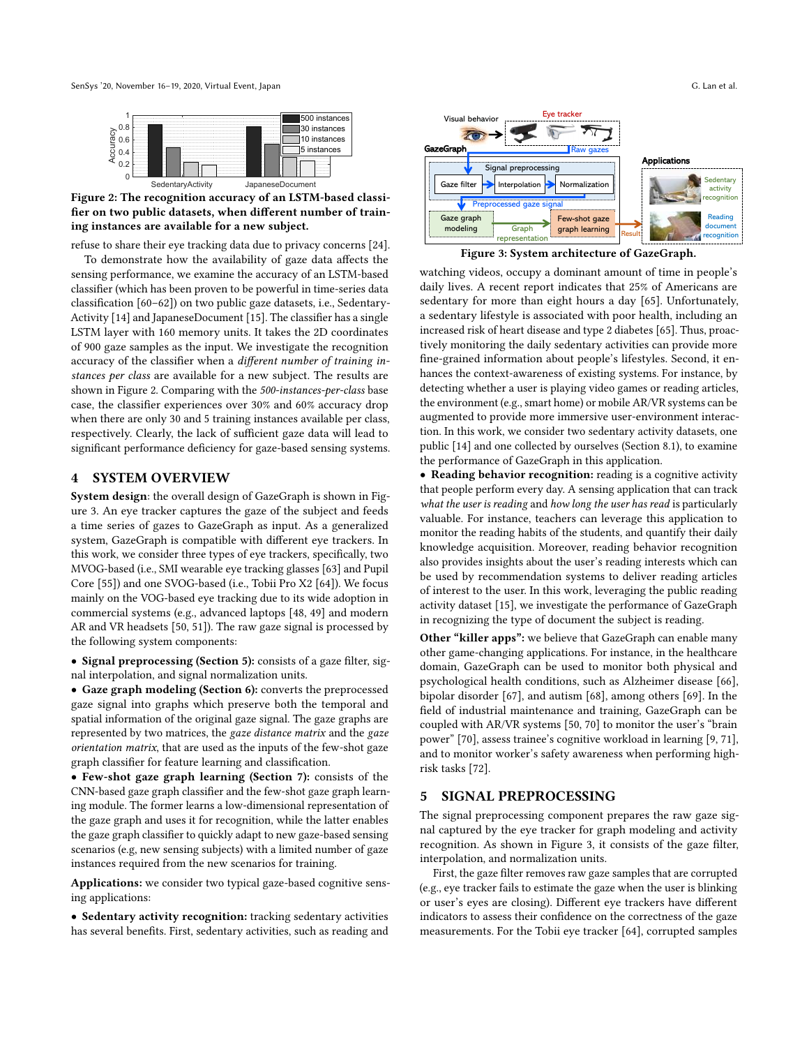1
0.8
0.6
0.4
0.2
0
Accuracy
SedentaryActivity
JapaneseDocument
500 instances
30 instances
10 instances
5 instances

Figure 2: The recognition accuracy of an LSTM-based classifier on two public datasets, when different number of training instances are available for a new subject.

refuse to share their eye tracking data due to privacy concerns [24].

To demonstrate how the availability of gaze data affects the sensing performance, we examine the accuracy of an LSTM-based classifier (which has been proven to be powerful in time-series data classification [60–62]) on two public gaze datasets, i.e., SedentaryActivity [14] and JapaneseDocument [15]. The classifier has a single LSTM layer with 160 memory units. It takes the 2D coordinates of 900 gaze samples as the input. We investigate the recognition accuracy of the classifier when a *different number of training instances per class* are available for a new subject. The results are shown in Figure 2. Comparing with the *500-instances-per-class* base case, the classifier experiences over 30% and 60% accuracy drop when there are only 30 and 5 training instances available per class, respectively. Clearly, the lack of sufficient gaze data will lead to significant performance deficiency for gaze-based sensing systems.

## 4 SYSTEM OVERVIEW

**System design**: the overall design of GazeGraph is shown in Figure 3. An eye tracker captures the gaze of the subject and feeds a time series of gazes to GazeGraph as input. As a generalized system, GazeGraph is compatible with different eye trackers. In this work, we consider three types of eye trackers, specifically, two MVOG-based (i.e., SMI wearable eye tracking glasses [63] and Pupil Core [55]) and one SVOG-based (i.e., Tobii Pro X2 [64]). We focus mainly on the VOG-based eye tracking due to its wide adoption in commercial systems (e.g., advanced laptops [48, 49] and modern AR and VR headsets [50, 51]). The raw gaze signal is processed by the following system components:

- **Signal preprocessing (Section 5):** consists of a gaze filter, signal interpolation, and signal normalization units.
- **Gaze graph modeling (Section 6):** converts the preprocessed gaze signal into graphs which preserve both the temporal and spatial information of the original gaze signal. The gaze graphs are represented by two matrices, the *gaze distance matrix* and the *gaze orientation matrix*, that are used as the inputs of the few-shot gaze graph classifier for feature learning and classification.
- **Few-shot gaze graph learning (Section 7):** consists of the CNN-based gaze graph classifier and the few-shot gaze graph learning module. The former learns a low-dimensional representation of the gaze graph and uses it for recognition, while the latter enables the gaze graph classifier to quickly adapt to new gaze-based sensing scenarios (e.g, new sensing subjects) with a limited number of gaze instances required from the new scenarios for training.

**Applications:** we consider two typical gaze-based cognitive sensing applications:

- **Sedentary activity recognition:** tracking sedentary activities has several benefits. First, sedentary activities, such as reading and watching videos, occupy a dominant amount of time in people's daily lives. A recent report indicates that 25% of Americans are sedentary for more than eight hours a day [65]. Unfortunately, a sedentary lifestyle is associated with poor health, including an increased risk of heart disease and type 2 diabetes [65]. Thus, proactively monitoring the daily sedentary activities can provide more fine-grained information about people's lifestyles. Second, it enhances the context-awareness of existing systems. For instance, by detecting whether a user is playing video games or reading articles, the environment (e.g., smart home) or mobile AR/VR systems can be augmented to provide more immersive user-environment interaction. In this work, we consider two sedentary activity datasets, one public [14] and one collected by ourselves (Section 8.1), to examine the performance of GazeGraph in this application.

Visual behavior
Eye tracker
Raw gazes
GazeGraph
Signal preprocessing
Gaze filter
Interpolation
Normalization
Preprocessed gaze signal
Gaze graph modeling
Graph representation
Few-shot gaze graph learning
Result
Applications
Sedentary activity recognition
Reading document recognition

Figure 3: System architecture of GazeGraph.

- **Reading behavior recognition:** reading is a cognitive activity that people perform every day. A sensing application that can track *what the user is reading* and *how long the user has read* is particularly valuable. For instance, teachers can leverage this application to monitor the reading habits of the students, and quantify their daily knowledge acquisition. Moreover, reading behavior recognition also provides insights about the user's reading interests which can be used by recommendation systems to deliver reading articles of interest to the user. In this work, leveraging the public reading activity dataset [15], we investigate the performance of GazeGraph in recognizing the type of document the subject is reading.

**Other "killer apps":** we believe that GazeGraph can enable many other game-changing applications. For instance, in the healthcare domain, GazeGraph can be used to monitor both physical and psychological health conditions, such as Alzheimer disease [66], bipolar disorder [67], and autism [68], among others [69]. In the field of industrial maintenance and training, GazeGraph can be coupled with AR/VR systems [50, 70] to monitor the user's "brain power" [70], assess trainee's cognitive workload in learning [9, 71], and to monitor worker's safety awareness when performing high-risk tasks [72].

## 5 SIGNAL PREPROCESSING

The signal preprocessing component prepares the raw gaze signal captured by the eye tracker for graph modeling and activity recognition. As shown in Figure 3, it consists of the gaze filter, interpolation, and normalization units.

First, the gaze filter removes raw gaze samples that are corrupted (e.g., eye tracker fails to estimate the gaze when the user is blinking or user's eyes are closing). Different eye trackers have different indicators to assess their confidence on the correctness of the gaze measurements. For the Tobii eye tracker [64], corrupted samples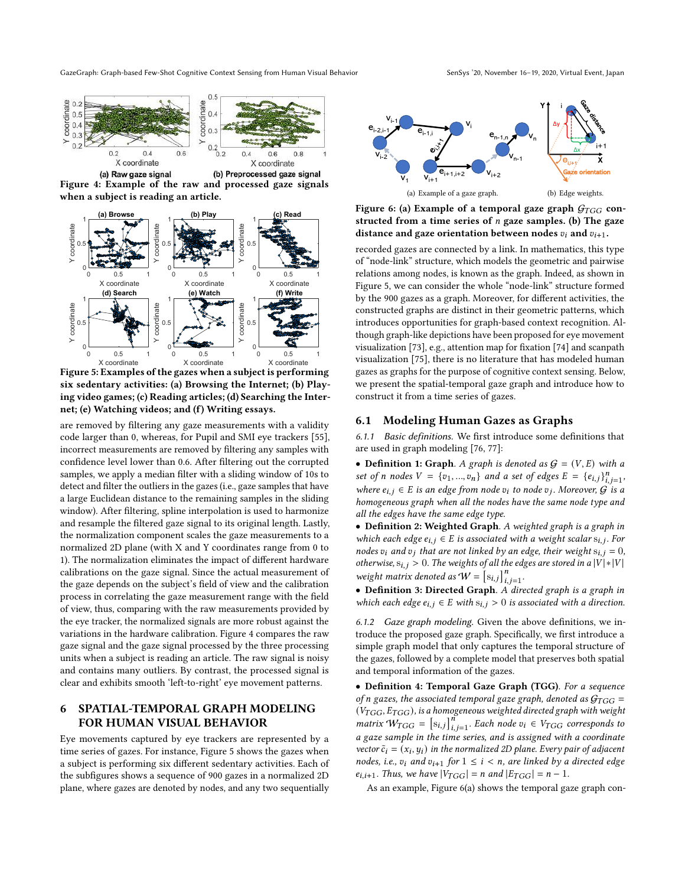(a) Raw gaze signal

Y coordinate

X coordinate

0.2 0.5 0.4 0.3 0.2

0.2 0.4 0.6

(b) Preprocessed gaze signal

Y coordinate

X coordinate

0.5 0.4 0.3 0.2

0.2 0.4 0.6 0.8 1

Figure 4: Example of the raw and processed gaze signals when a subject is reading an article.

(a) Browse (b) Play (c) Read (d) Search (e) Watch (f) Write

Y coordinate

X coordinate

0 0.5 1

Figure 5: Examples of the gazes when a subject is performing six sedentary activities: (a) Browsing the Internet; (b) Playing video games; (c) Reading articles; (d) Searching the Internet; (e) Watching videos; and (f) Writing essays.

are removed by filtering any gaze measurements with a validity code larger than 0, whereas, for Pupil and SMI eye trackers [55], incorrect measurements are removed by filtering any samples with confidence level lower than 0.6. After filtering out the corrupted samples, we apply a median filter with a sliding window of 10s to detect and filter the outliers in the gazes (i.e., gaze samples that have a large Euclidean distance to the remaining samples in the sliding window). After filtering, spline interpolation is used to harmonize and resample the filtered gaze signal to its original length. Lastly, the normalization component scales the gaze measurements to a normalized 2D plane (with X and Y coordinates range from 0 to 1). The normalization eliminates the impact of different hardware calibrations on the gaze signal. Since the actual measurement of the gaze depends on the subject's field of view and the calibration process in correlating the gaze measurement range with the field of view, thus, comparing with the raw measurements provided by the eye tracker, the normalized signals are more robust against the variations in the hardware calibration. Figure 4 compares the raw gaze signal and the gaze signal processed by the three processing units when a subject is reading an article. The raw signal is noisy and contains many outliers. By contrast, the processed signal is clear and exhibits smooth 'left-to-right' eye movement patterns.

# 6 SPATIAL-TEMPORAL GRAPH MODELING FOR HUMAN VISUAL BEHAVIOR

Eye movements captured by eye trackers are represented by a time series of gazes. For instance, Figure 5 shows the gazes when a subject is performing six different sedentary activities. Each of the subfigures shows a sequence of 900 gazes in a normalized 2D plane, where gazes are denoted by nodes, and any two sequentially recorded gazes are connected by a link. In mathematics, this type of "node-link" structure, which models the geometric and pairwise relations among nodes, is known as the graph. Indeed, as shown in Figure 5, we can consider the whole "node-link" structure formed by the 900 gazes as a graph. Moreover, for different activities, the constructed graphs are distinct in their geometric patterns, which introduces opportunities for graph-based context recognition. Although graph-like depictions have been proposed for eye movement visualization [73], e.g., attention map for fixation [74] and scanpath visualization [75], there is no literature that has modeled human gazes as graphs for the purpose of cognitive context sensing. Below, we present the spatial-temporal gaze graph and introduce how to construct it from a time series of gazes.

(a) Example of a gaze graph.

(b) Edge weights.

Figure 6: (a) Example of a temporal gaze graph $\mathcal{G}_{TGG}$ constructed from a time series of $n$ gaze samples. (b) The gaze distance and gaze orientation between nodes $v_i$ and $v_{i+1}$.

## 6.1 Modeling Human Gazes as Graphs

*6.1.1 Basic definitions.* We first introduce some definitions that are used in graph modeling [76, 77]:

- **Definition 1: Graph**. *A graph is denoted as* $\mathcal{G} = (V, E)$ *with a set of* $n$ *nodes* $V = \{v_1, ..., v_n\}$ *and a set of edges* $E = \{e_{i,j}\}_{i,j=1}^{n}$, *where* $e_{i,j} \in E$ *is an edge from node* $v_i$ *to node* $v_j$. *Moreover,* $\mathcal{G}$ *is a homogeneous graph when all the nodes have the same node type and all the edges have the same edge type.*
- **Definition 2: Weighted Graph**. *A weighted graph is a graph in which each edge* $e_{i,j} \in E$ *is associated with a weight scalar* $s_{i,j}$. *For nodes* $v_i$ *and* $v_j$ *that are not linked by an edge, their weight* $s_{i,j} = 0$, *otherwise,* $s_{i,j} > 0$. *The weights of all the edges are stored in a* $|V| * |V|$ *weight matrix denoted as* $\mathcal{W} = \left[s_{i,j}\right]_{i,j=1}^{n}$.
- **Definition 3: Directed Graph**. *A directed graph is a graph in which each edge* $e_{i,j} \in E$ *with* $s_{i,j} > 0$ *is associated with a direction.*

*6.1.2 Gaze graph modeling.* Given the above definitions, we introduce the proposed gaze graph. Specifically, we first introduce a simple graph model that only captures the temporal structure of the gazes, followed by a complete model that preserves both spatial and temporal information of the gazes.

- **Definition 4: Temporal Gaze Graph (TGG)**. *For a sequence of* $n$ *gazes, the associated temporal gaze graph, denoted as* $\mathcal{G}_{TGG} = (V_{TGG}, E_{TGG})$, *is a homogeneous weighted directed graph with weight matrix* $\mathcal{W}_{TGG} = \left[s_{i,j}\right]_{i,j=1}^{n}$. *Each node* $v_i \in V_{TGG}$ *corresponds to a gaze sample in the time series, and is assigned with a coordinate vector* $\tilde{c}_i = (x_i, y_i)$ *in the normalized 2D plane. Every pair of adjacent nodes, i.e.,* $v_i$ *and* $v_{i+1}$ *for* $1 \leq i < n$, *are linked by a directed edge* $e_{i,i+1}$. *Thus, we have* $|V_{TGG}| = n$ *and* $|E_{TGG}| = n - 1$.

As an example, Figure 6(a) shows the temporal gaze graph con-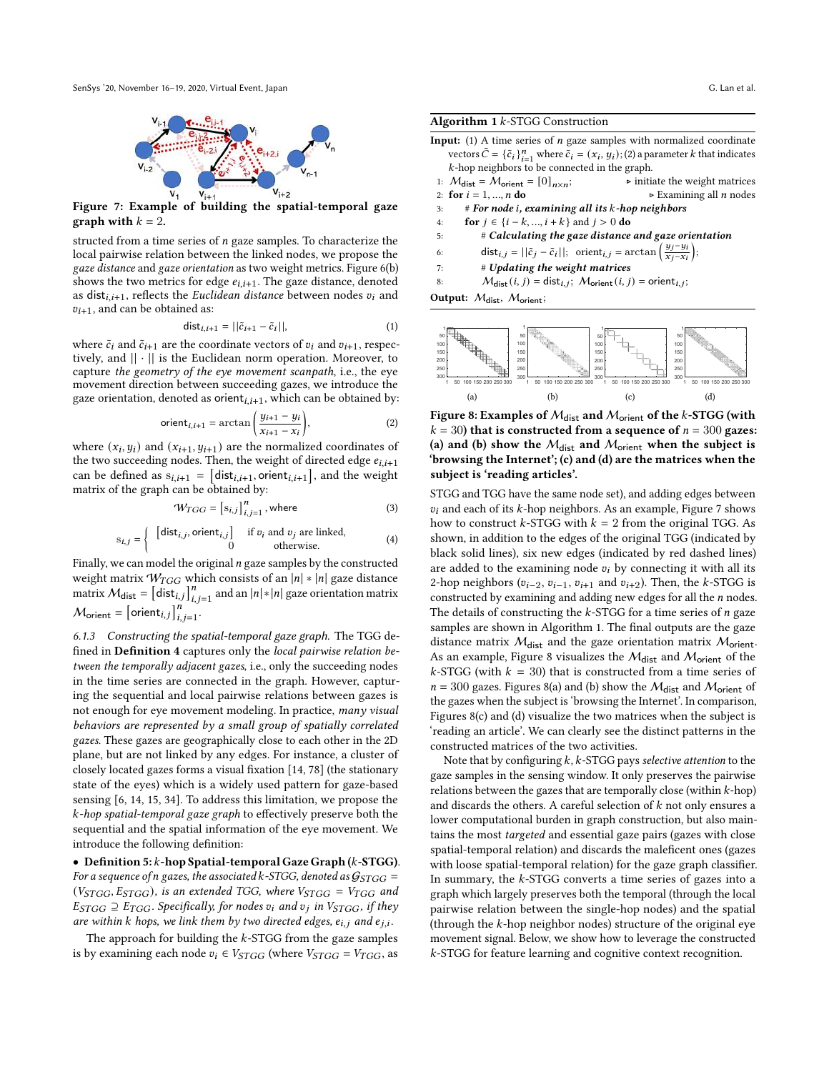Figure 7: Example of building the spatial-temporal gaze graph with $k = 2$.

structed from a time series of $n$ gaze samples. To characterize the local pairwise relation between the linked nodes, we propose the *gaze distance* and *gaze orientation* as two weight metrics. Figure 6(b) shows the two metrics for edge $e_{i,i+1}$. The gaze distance, denoted as $\mathsf{dist}_{i,i+1}$, reflects the *Euclidean distance* between nodes $v_i$ and $v_{i+1}$, and can be obtained as:

$$\mathsf{dist}_{i,i+1} = ||\tilde{c}_{i+1} - \tilde{c}_i||, \tag{1}$$

where $\tilde{c}_i$ and $\tilde{c}_{i+1}$ are the coordinate vectors of $v_i$ and $v_{i+1}$, respectively, and $||\cdot||$ is the Euclidean norm operation. Moreover, to capture *the geometry of the eye movement scanpath*, i.e., the eye movement direction between succeeding gazes, we introduce the gaze orientation, denoted as $\mathsf{orient}_{i,i+1}$, which can be obtained by:

$$\mathsf{orient}_{i,i+1} = \arctan\left(\frac{y_{i+1} - y_i}{x_{i+1} - x_i}\right), \tag{2}$$

where $(x_i, y_i)$ and $(x_{i+1}, y_{i+1})$ are the normalized coordinates of the two succeeding nodes. Then, the weight of directed edge $e_{i,i+1}$ can be defined as $\mathsf{s}_{i,i+1} = \left[\mathsf{dist}_{i,i+1}, \mathsf{orient}_{i,i+1}\right]$, and the weight matrix of the graph can be obtained by:

$$\mathcal{W}_{TGG} = \left[\mathsf{s}_{i,j}\right]_{i,j=1}^{n}, \text{where} \tag{3}$$

$$\mathsf{s}_{i,j} = \begin{cases} \left[\mathsf{dist}_{i,j}, \mathsf{orient}_{i,j}\right] & \text{if } v_i \text{ and } v_j \text{ are linked,} \\ 0 & \text{otherwise.} \end{cases} \tag{4}$$

Finally, we can model the original $n$ gaze samples by the constructed weight matrix $\mathcal{W}_{TGG}$ which consists of an $|n| * |n|$ gaze distance matrix $\mathcal{M}_{\mathsf{dist}} = \left[\mathsf{dist}_{i,j}\right]_{i,j=1}^{n}$ and an $|n| * |n|$ gaze orientation matrix $\mathcal{M}_{\mathsf{orient}} = \left[\mathsf{orient}_{i,j}\right]_{i,j=1}^{n}$.

*6.1.3 Constructing the spatial-temporal gaze graph.* The TGG defined in **Definition 4** captures only the *local pairwise relation between the temporally adjacent gazes*, i.e., only the succeeding nodes in the time series are connected in the graph. However, capturing the sequential and local pairwise relations between gazes is not enough for eye movement modeling. In practice, *many visual behaviors are represented by a small group of spatially correlated gazes*. These gazes are geographically close to each other in the 2D plane, but are not linked by any edges. For instance, a cluster of closely located gazes forms a visual fixation [14, 78] (the stationary state of the eyes) which is a widely used pattern for gaze-based sensing [6, 14, 15, 34]. To address this limitation, we propose the *k-hop spatial-temporal gaze graph* to effectively preserve both the sequential and the spatial information of the eye movement. We introduce the following definition:

• **Definition 5: $k$-hop Spatial-temporal Gaze Graph ($k$-STGG).** *For a sequence of $n$ gazes, the associated $k$-STGG, denoted as $\mathcal{G}_{STGG} = (V_{STGG}, E_{STGG})$, is an extended TGG, where $V_{STGG} = V_{TGG}$ and $E_{STGG} \supseteq E_{TGG}$. Specifically, for nodes $v_i$ and $v_j$ in $V_{STGG}$, if they are within $k$ hops, we link them by two directed edges, $e_{i,j}$ and $e_{j,i}$.*

The approach for building the $k$-STGG from the gaze samples is by examining each node $v_i \in V_{STGG}$ (where $V_{STGG} = V_{TGG}$, as STGG and TGG have the same node set), and adding edges between $v_i$ and each of its $k$-hop neighbors. As an example, Figure 7 shows how to construct $k$-STGG with $k = 2$ from the original TGG. As shown, in addition to the edges of the original TGG (indicated by black solid lines), six new edges (indicated by red dashed lines) are added to the examining node $v_i$ by connecting it with all its 2-hop neighbors ($v_{i-2}$, $v_{i-1}$, $v_{i+1}$ and $v_{i+2}$). Then, the $k$-STGG is constructed by examining and adding new edges for all the $n$ nodes. The details of constructing the $k$-STGG for a time series of $n$ gaze samples are shown in Algorithm 1. The final outputs are the gaze distance matrix $\mathcal{M}_{\mathsf{dist}}$ and the gaze orientation matrix $\mathcal{M}_{\mathsf{orient}}$. As an example, Figure 8 visualizes the $\mathcal{M}_{\mathsf{dist}}$ and $\mathcal{M}_{\mathsf{orient}}$ of the $k$-STGG (with $k = 30$) that is constructed from a time series of $n = 300$ gazes. Figures 8(a) and (b) show the $\mathcal{M}_{\mathsf{dist}}$ and $\mathcal{M}_{\mathsf{orient}}$ of the gazes when the subject is 'browsing the Internet'. In comparison, Figures 8(c) and (d) visualize the two matrices when the subject is 'reading an article'. We can clearly see the distinct patterns in the constructed matrices of the two activities.

**Algorithm 1** $k$-STGG Construction

**Input:** (1) A time series of $n$ gaze samples with normalized coordinate vectors $\tilde{C} = \{\tilde{c}_i\}_{i=1}^{n}$ where $\tilde{c}_i = (x_i, y_i)$; (2) a parameter $k$ that indicates $k$-hop neighbors to be connected in the graph.

1: $\mathcal{M}_{\mathsf{dist}} = \mathcal{M}_{\mathsf{orient}} = [0]_{n \times n}$; ▹ initiate the weight matrices
2: **for** $i = 1, ..., n$ **do** ▹ Examining all $n$ nodes
3: &nbsp;&nbsp;&nbsp;&nbsp;***# For node i, examining all its k-hop neighbors***
4: &nbsp;&nbsp;&nbsp;&nbsp;**for** $j \in \{i-k, ..., i+k\}$ and $j > 0$ **do**
5: &nbsp;&nbsp;&nbsp;&nbsp;&nbsp;&nbsp;&nbsp;&nbsp;***# Calculating the gaze distance and gaze orientation***
6: &nbsp;&nbsp;&nbsp;&nbsp;&nbsp;&nbsp;&nbsp;&nbsp;$\mathsf{dist}_{i,j} = ||\tilde{c}_j - \tilde{c}_i||$; $\mathsf{orient}_{i,j} = \arctan\left(\frac{y_j - y_i}{x_j - x_i}\right)$;
7: &nbsp;&nbsp;&nbsp;&nbsp;&nbsp;&nbsp;&nbsp;&nbsp;***# Updating the weight matrices***
8: &nbsp;&nbsp;&nbsp;&nbsp;&nbsp;&nbsp;&nbsp;&nbsp;$\mathcal{M}_{\mathsf{dist}}(i, j) = \mathsf{dist}_{i,j}$; $\mathcal{M}_{\mathsf{orient}}(i, j) = \mathsf{orient}_{i,j}$;

**Output:** $\mathcal{M}_{\mathsf{dist}}$, $\mathcal{M}_{\mathsf{orient}}$;

(a) (b) (c) (d)

Figure 8: Examples of $\mathcal{M}_{\mathsf{dist}}$ and $\mathcal{M}_{\mathsf{orient}}$ of the $k$-STGG (with $k = 30$) that is constructed from a sequence of $n = 300$ gazes: (a) and (b) show the $\mathcal{M}_{\mathsf{dist}}$ and $\mathcal{M}_{\mathsf{orient}}$ when the subject is 'browsing the Internet'; (c) and (d) are the matrices when the subject is 'reading articles'.

Note that by configuring $k$, $k$-STGG pays *selective attention* to the gaze samples in the sensing window. It only preserves the pairwise relations between the gazes that are temporally close (within $k$-hop) and discards the others. A careful selection of $k$ not only ensures a lower computational burden in graph construction, but also maintains the most *targeted* and essential gaze pairs (gazes with close spatial-temporal relation) and discards the maleficent ones (gazes with loose spatial-temporal relation) for the gaze graph classifier. In summary, the $k$-STGG converts a time series of gazes into a graph which largely preserves both the temporal (through the local pairwise relation between the single-hop nodes) and the spatial (through the $k$-hop neighbor nodes) structure of the original eye movement signal. Below, we show how to leverage the constructed $k$-STGG for feature learning and cognitive context recognition.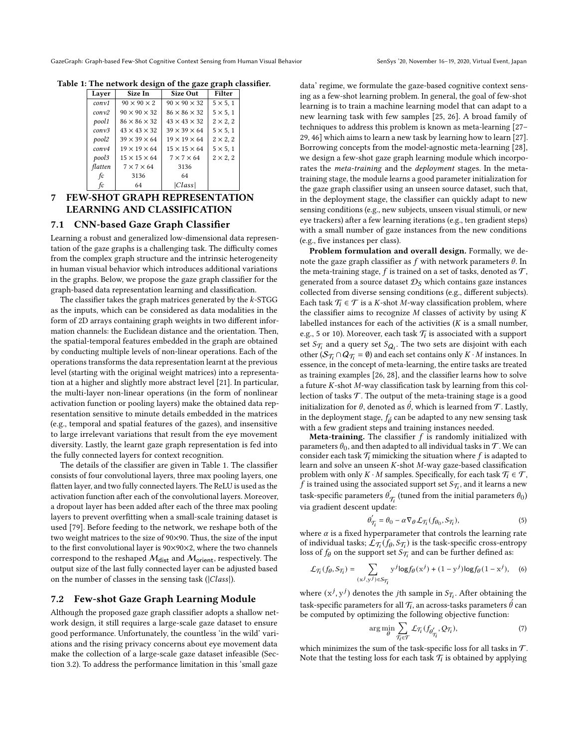Table 1: The network design of the gaze graph classifier.

| Layer | Size In | Size Out | Filter |
|---|---|---|---|
| *conv1* | $90 \times 90 \times 2$ | $90 \times 90 \times 32$ | $5 \times 5$, 1 |
| *conv2* | $90 \times 90 \times 32$ | $86 \times 86 \times 32$ | $5 \times 5$, 1 |
| *pool1* | $86 \times 86 \times 32$ | $43 \times 43 \times 32$ | $2 \times 2$, 2 |
| *conv3* | $43 \times 43 \times 32$ | $39 \times 39 \times 64$ | $5 \times 5$, 1 |
| *pool2* | $39 \times 39 \times 64$ | $19 \times 19 \times 64$ | $2 \times 2$, 2 |
| *conv4* | $19 \times 19 \times 64$ | $15 \times 15 \times 64$ | $5 \times 5$, 1 |
| *pool3* | $15 \times 15 \times 64$ | $7 \times 7 \times 64$ | $2 \times 2$, 2 |
| *flatten* | $7 \times 7 \times 64$ | 3136 | |
| *fc* | 3136 | 64 | |
| *fc* | 64 | $\|Class\|$ | |

## 7 FEW-SHOT GRAPH REPRESENTATION LEARNING AND CLASSIFICATION

### 7.1 CNN-based Gaze Graph Classifier

Learning a robust and generalized low-dimensional data representation of the gaze graphs is a challenging task. The difficulty comes from the complex graph structure and the intrinsic heterogeneity in human visual behavior which introduces additional variations in the graphs. Below, we propose the gaze graph classifier for the graph-based data representation learning and classification.

The classifier takes the graph matrices generated by the $k$-STGG as the inputs, which can be considered as data modalities in the form of 2D arrays containing graph weights in two different information channels: the Euclidean distance and the orientation. Then, the spatial-temporal features embedded in the graph are obtained by conducting multiple levels of non-linear operations. Each of the operations transforms the data representation learnt at the previous level (starting with the original weight matrices) into a representation at a higher and slightly more abstract level [21]. In particular, the multi-layer non-linear operations (in the form of nonlinear activation function or pooling layers) make the obtained data representation sensitive to minute details embedded in the matrices (e.g., temporal and spatial features of the gazes), and insensitive to large irrelevant variations that result from the eye movement diversity. Lastly, the learnt gaze graph representation is fed into the fully connected layers for context recognition.

The details of the classifier are given in Table 1. The classifier consists of four convolutional layers, three max pooling layers, one flatten layer, and two fully connected layers. The ReLU is used as the activation function after each of the convolutional layers. Moreover, a dropout layer has been added after each of the three max pooling layers to prevent overfitting when a small-scale training dataset is used [79]. Before feeding to the network, we reshape both of the two weight matrices to the size of 90×90. Thus, the size of the input to the first convolutional layer is 90×90×2, where the two channels correspond to the reshaped $\mathcal{M}_{\text{dist}}$ and $\mathcal{M}_{\text{orient}}$, respectively. The output size of the last fully connected layer can be adjusted based on the number of classes in the sensing task ($|Class|$).

### 7.2 Few-shot Gaze Graph Learning Module

Although the proposed gaze graph classifier adopts a shallow network design, it still requires a large-scale gaze dataset to ensure good performance. Unfortunately, the countless 'in the wild' variations and the rising privacy concerns about eye movement data make the collection of a large-scale gaze dataset infeasible (Section 3.2). To address the performance limitation in this 'small gaze data' regime, we formulate the gaze-based cognitive context sensing as a few-shot learning problem. In general, the goal of few-shot learning is to train a machine learning model that can adapt to a new learning task with few samples [25, 26]. A broad family of techniques to address this problem is known as meta-learning [27–29, 46] which aims to learn a new task by learning how to learn [27]. Borrowing concepts from the model-agnostic meta-learning [28], we design a few-shot gaze graph learning module which incorporates the *meta-training* and the *deployment* stages. In the meta-training stage, the module learns a good parameter initialization for the gaze graph classifier using an unseen source dataset, such that, in the deployment stage, the classifier can quickly adapt to new sensing conditions (e.g., new subjects, unseen visual stimuli, or new eye trackers) after a few learning iterations (e.g., ten gradient steps) with a small number of gaze instances from the new conditions (e.g., five instances per class).

**Problem formulation and overall design.** Formally, we denote the gaze graph classifier as $f$ with network parameters $\theta$. In the meta-training stage, $f$ is trained on a set of tasks, denoted as $\mathcal{T}$, generated from a source dataset $\mathcal{D}_S$ which contains gaze instances collected from diverse sensing conditions (e.g., different subjects). Each task $\mathcal{T}_i \in \mathcal{T}$ is a $K$-shot $M$-way classification problem, where the classifier aims to recognize $M$ classes of activity by using $K$ labelled instances for each of the activities ($K$ is a small number, e.g., 5 or 10). Moreover, each task $\mathcal{T}_i$ is associated with a support set $S_{\mathcal{T}_i}$ and a query set $S_{Q_i}$. The two sets are disjoint with each other ($\mathcal{S}_{\mathcal{T}_i} \cap \mathcal{Q}_{\mathcal{T}_i} = \emptyset$) and each set contains only $K \cdot M$ instances. In essence, in the concept of meta-learning, the entire tasks are treated as training examples [26, 28], and the classifier learns how to solve a future $K$-shot $M$-way classification task by learning from this collection of tasks $\mathcal{T}$. The output of the meta-training stage is a good initialization for $\theta$, denoted as $\acute{\theta}$, which is learned from $\mathcal{T}$. Lastly, in the deployment stage, $f_{\acute{\theta}}$ can be adapted to any new sensing task with a few gradient steps and training instances needed.

**Meta-training.** The classifier $f$ is randomly initialized with parameters $\theta_0$, and then adapted to all individual tasks in $\mathcal{T}$. We can consider each task $\mathcal{T}_i$ mimicking the situation where $f$ is adapted to learn and solve an unseen $K$-shot $M$-way gaze-based classification problem with only $K \cdot M$ samples. Specifically, for each task $\mathcal{T}_i \in \mathcal{T}$, $f$ is trained using the associated support set $S_{\mathcal{T}_i}$, and it learns a new task-specific parameters $\theta'_{\mathcal{T}_i}$ (tuned from the initial parameters $\theta_0$) via gradient descent update:

$$\theta'_{\mathcal{T}_i} = \theta_0 - \alpha \nabla_\theta \mathcal{L}_{\mathcal{T}_i}(f_{\theta_0}, S_{\mathcal{T}_i}), \tag{5}$$

where $\alpha$ is a fixed hyperparameter that controls the learning rate of individual tasks; $\mathcal{L}_{\mathcal{T}_i}(f_\theta, S_{\mathcal{T}_i})$ is the task-specific cross-entropy loss of $f_\theta$ on the support set $S_{\mathcal{T}_i}$ and can be further defined as:

$$\mathcal{L}_{\mathcal{T}_i}(f_\theta, S_{\mathcal{T}_i}) = \sum_{(\mathrm{x}^j, \mathrm{y}^j) \in S_{\mathcal{T}_i}} \mathrm{y}^j \log f_\theta(\mathrm{x}^j) + (1 - \mathrm{y}^j) \log f_\theta(1 - \mathrm{x}^j), \tag{6}$$

where $(\mathrm{x}^j, \mathrm{y}^j)$ denotes the $j$th sample in $S_{\mathcal{T}_i}$. After obtaining the task-specific parameters for all $\mathcal{T}_i$, an across-tasks parameters $\acute{\theta}$ can be computed by optimizing the following objective function:

$$\arg\min_\theta \sum_{\mathcal{T}_i \in \mathcal{T}} \mathcal{L}_{\mathcal{T}_i}(f_{\theta'_{\mathcal{T}_i}}, \mathcal{Q}_{\mathcal{T}_i}), \tag{7}$$

which minimizes the sum of the task-specific loss for all tasks in $\mathcal{T}$. Note that the testing loss for each task $\mathcal{T}_i$ is obtained by applying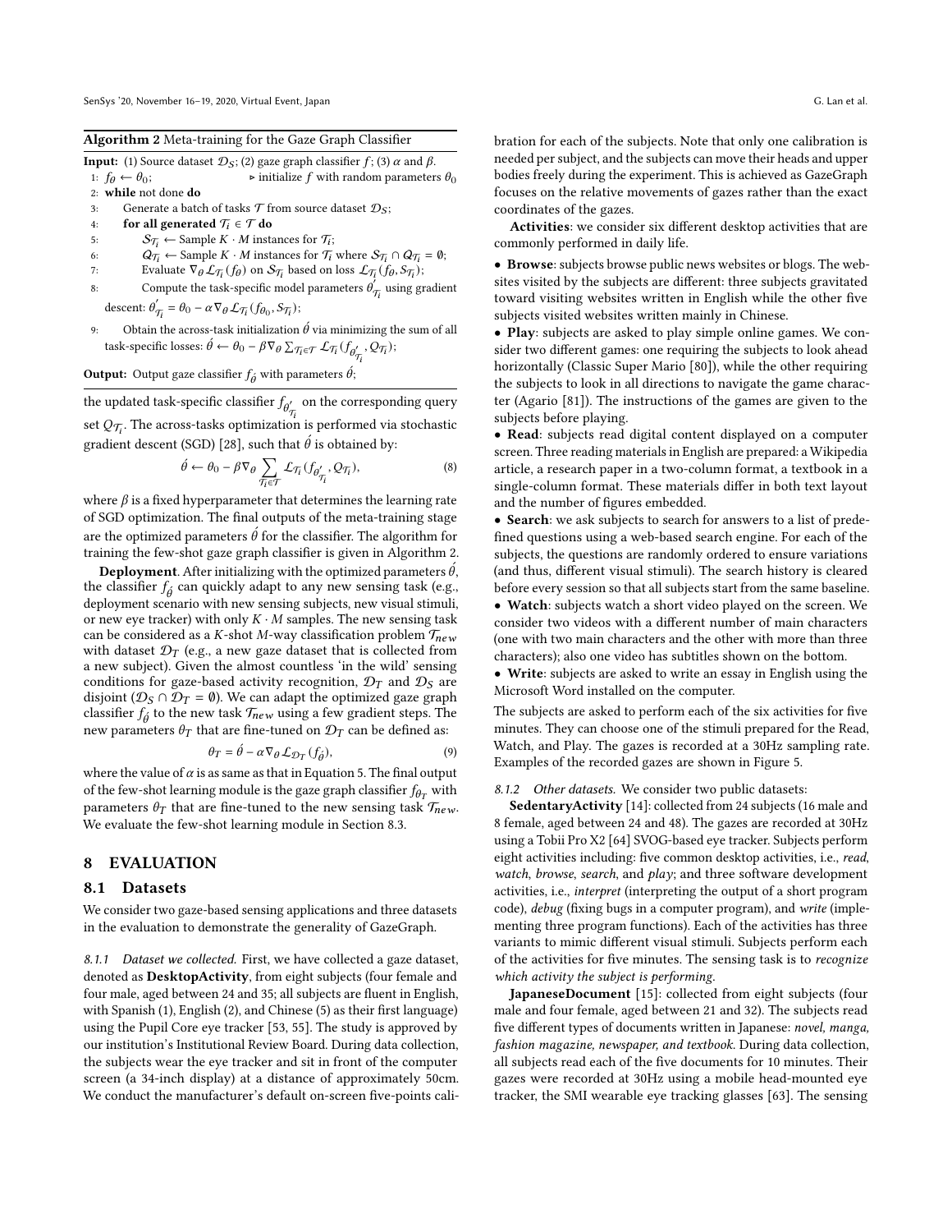**Algorithm 2** Meta-training for the Gaze Graph Classifier

**Input:** (1) Source dataset $\mathcal{D}_S$; (2) gaze graph classifier $f$; (3) $\alpha$ and $\beta$.

1: $f_\theta \leftarrow \theta_0$; ▷ initialize $f$ with random parameters $\theta_0$
2: **while** not done **do**
3: Generate a batch of tasks $\mathcal{T}$ from source dataset $\mathcal{D}_S$;
4: **for all generated** $\mathcal{T}_i \in \mathcal{T}$ **do**
5: $\mathcal{S}_{\mathcal{T}_i} \leftarrow$ Sample $K \cdot M$ instances for $\mathcal{T}_i$;
6: $\mathcal{Q}_{\mathcal{T}_i} \leftarrow$ Sample $K \cdot M$ instances for $\mathcal{T}_i$ where $\mathcal{S}_{\mathcal{T}_i} \cap \mathcal{Q}_{\mathcal{T}_i} = \emptyset$;
7: Evaluate $\nabla_\theta \mathcal{L}_{\mathcal{T}_i}(f_\theta)$ on $\mathcal{S}_{\mathcal{T}_i}$ based on loss $\mathcal{L}_{\mathcal{T}_i}(f_\theta, \mathcal{S}_{\mathcal{T}_i})$;
8: Compute the task-specific model parameters $\theta'_{\mathcal{T}_i}$ using gradient descent: $\theta'_{\mathcal{T}_i} = \theta_0 - \alpha \nabla_\theta \mathcal{L}_{\mathcal{T}_i}(f_{\theta_0}, \mathcal{S}_{\mathcal{T}_i})$;
9: Obtain the across-task initialization $\acute{\theta}$ via minimizing the sum of all task-specific losses: $\acute{\theta} \leftarrow \theta_0 - \beta \nabla_\theta \sum_{\mathcal{T}_i \in \mathcal{T}} \mathcal{L}_{\mathcal{T}_i}(f_{\theta'_{\mathcal{T}_i}}, \mathcal{Q}_{\mathcal{T}_i})$;

**Output:** Output gaze classifier $f_{\acute{\theta}}$ with parameters $\acute{\theta}$;

the updated task-specific classifier $f_{\theta'_{\mathcal{T}_i}}$ on the corresponding query set $\mathcal{Q}_{\mathcal{T}_i}$. The across-tasks optimization is performed via stochastic gradient descent (SGD) [28], such that $\acute{\theta}$ is obtained by:

$$\acute{\theta} \leftarrow \theta_0 - \beta \nabla_\theta \sum_{\mathcal{T}_i \in \mathcal{T}} \mathcal{L}_{\mathcal{T}_i}(f_{\theta'_{\mathcal{T}_i}}, \mathcal{Q}_{\mathcal{T}_i}), \tag{8}$$

where $\beta$ is a fixed hyperparameter that determines the learning rate of SGD optimization. The final outputs of the meta-training stage are the optimized parameters $\acute{\theta}$ for the classifier. The algorithm for training the few-shot gaze graph classifier is given in Algorithm 2.

**Deployment**. After initializing with the optimized parameters $\acute{\theta}$, the classifier $f_{\acute{\theta}}$ can quickly adapt to any new sensing task (e.g., deployment scenario with new sensing subjects, new visual stimuli, or new eye tracker) with only $K \cdot M$ samples. The new sensing task can be considered as a $K$-shot $M$-way classification problem $\mathcal{T}_{new}$ with dataset $\mathcal{D}_T$ (e.g., a new gaze dataset that is collected from a new subject). Given the almost countless 'in the wild' sensing conditions for gaze-based activity recognition, $\mathcal{D}_T$ and $\mathcal{D}_S$ are disjoint ($\mathcal{D}_S \cap \mathcal{D}_T = \emptyset$). We can adapt the optimized gaze graph classifier $f_{\acute{\theta}}$ to the new task $\mathcal{T}_{new}$ using a few gradient steps. The new parameters $\theta_T$ that are fine-tuned on $\mathcal{D}_T$ can be defined as:

$$\theta_T = \acute{\theta} - \alpha \nabla_\theta \mathcal{L}_{\mathcal{D}_T}(f_{\acute{\theta}}), \tag{9}$$

where the value of $\alpha$ is as same as that in Equation 5. The final output of the few-shot learning module is the gaze graph classifier $f_{\theta_T}$ with parameters $\theta_T$ that are fine-tuned to the new sensing task $\mathcal{T}_{new}$. We evaluate the few-shot learning module in Section 8.3.

# 8 EVALUATION

## 8.1 Datasets

We consider two gaze-based sensing applications and three datasets in the evaluation to demonstrate the generality of GazeGraph.

### 8.1.1 Dataset we collected.

First, we have collected a gaze dataset, denoted as **DesktopActivity**, from eight subjects (four female and four male, aged between 24 and 35; all subjects are fluent in English, with Spanish (1), English (2), and Chinese (5) as their first language) using the Pupil Core eye tracker [53, 55]. The study is approved by our institution's Institutional Review Board. During data collection, the subjects wear the eye tracker and sit in front of the computer screen (a 34-inch display) at a distance of approximately 50cm. We conduct the manufacturer's default on-screen five-points calibration for each of the subjects. Note that only one calibration is needed per subject, and the subjects can move their heads and upper bodies freely during the experiment. This is achieved as GazeGraph focuses on the relative movements of gazes rather than the exact coordinates of the gazes.

**Activities**: we consider six different desktop activities that are commonly performed in daily life.

- **Browse**: subjects browse public news websites or blogs. The websites visited by the subjects are different: three subjects gravitated toward visiting websites written in English while the other five subjects visited websites written mainly in Chinese.
- **Play**: subjects are asked to play simple online games. We consider two different games: one requiring the subjects to look ahead horizontally (Classic Super Mario [80]), while the other requiring the subjects to look in all directions to navigate the game character (Agario [81]). The instructions of the games are given to the subjects before playing.
- **Read**: subjects read digital content displayed on a computer screen. Three reading materials in English are prepared: a Wikipedia article, a research paper in a two-column format, a textbook in a single-column format. These materials differ in both text layout and the number of figures embedded.
- **Search**: we ask subjects to search for answers to a list of predefined questions using a web-based search engine. For each of the subjects, the questions are randomly ordered to ensure variations (and thus, different visual stimuli). The search history is cleared before every session so that all subjects start from the same baseline.
- **Watch**: subjects watch a short video played on the screen. We consider two videos with a different number of main characters (one with two main characters and the other with more than three characters); also one video has subtitles shown on the bottom.
- **Write**: subjects are asked to write an essay in English using the Microsoft Word installed on the computer.

The subjects are asked to perform each of the six activities for five minutes. They can choose one of the stimuli prepared for the Read, Watch, and Play. The gazes is recorded at a 30Hz sampling rate. Examples of the recorded gazes are shown in Figure 5.

### 8.1.2 Other datasets.

We consider two public datasets:

**SedentaryActivity** [14]: collected from 24 subjects (16 male and 8 female, aged between 24 and 48). The gazes are recorded at 30Hz using a Tobii Pro X2 [64] SVOG-based eye tracker. Subjects perform eight activities including: five common desktop activities, i.e., *read*, *watch*, *browse*, *search*, and *play*; and three software development activities, i.e., *interpret* (interpreting the output of a short program code), *debug* (fixing bugs in a computer program), and *write* (implementing three program functions). Each of the activities has three variants to mimic different visual stimuli. Subjects perform each of the activities for five minutes. The sensing task is to *recognize which activity the subject is performing*.

**JapaneseDocument** [15]: collected from eight subjects (four male and four female, aged between 21 and 32). The subjects read five different types of documents written in Japanese: *novel, manga, fashion magazine, newspaper, and textbook*. During data collection, all subjects read each of the five documents for 10 minutes. Their gazes were recorded at 30Hz using a mobile head-mounted eye tracker, the SMI wearable eye tracking glasses [63]. The sensing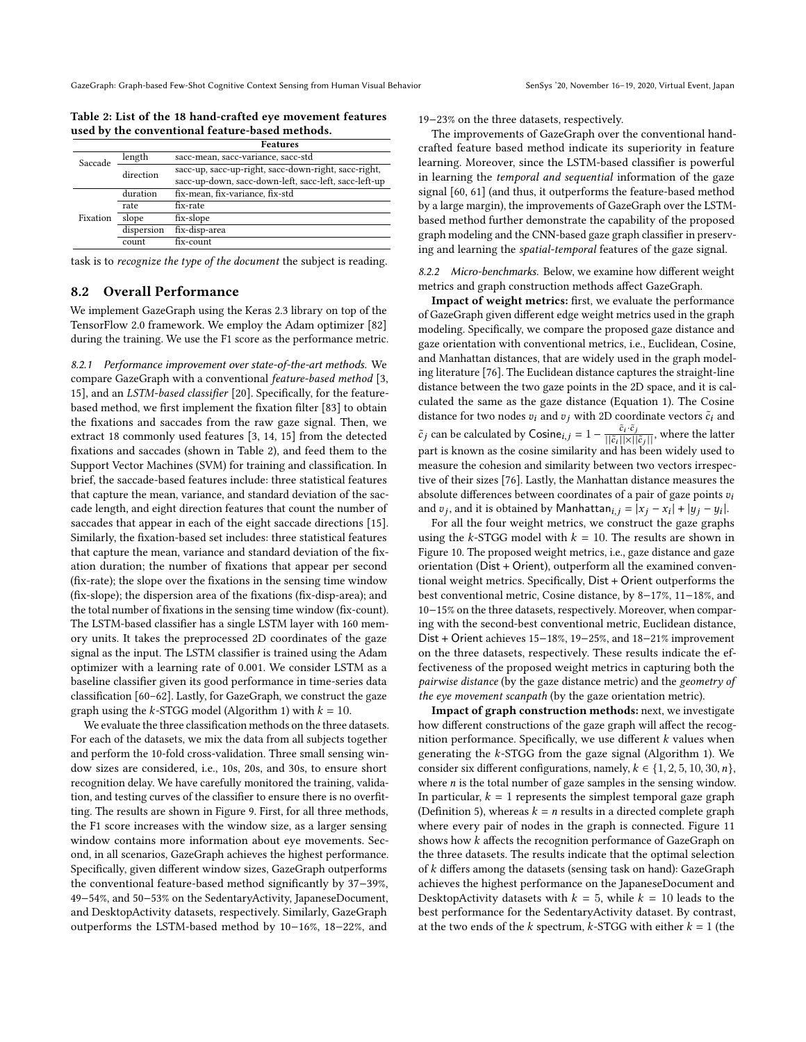Table 2: List of the 18 hand-crafted eye movement features used by the conventional feature-based methods.

| | | Features |
|---|---|---|
| Saccade | length | sacc-mean, sacc-variance, sacc-std |
| | direction | sacc-up, sacc-up-right, sacc-down-right, sacc-right, sacc-up-down, sacc-down-left, sacc-left, sacc-left-up |
| Fixation | duration | fix-mean, fix-variance, fix-std |
| | rate | fix-rate |
| | slope | fix-slope |
| | dispersion | fix-disp-area |
| | count | fix-count |

task is to *recognize the type of the document* the subject is reading.

## 8.2 Overall Performance

We implement GazeGraph using the Keras 2.3 library on top of the TensorFlow 2.0 framework. We employ the Adam optimizer [82] during the training. We use the F1 score as the performance metric.

*8.2.1 Performance improvement over state-of-the-art methods.* We compare GazeGraph with a conventional *feature-based method* [3, 15], and an *LSTM-based classifier* [20]. Specifically, for the feature-based method, we first implement the fixation filter [83] to obtain the fixations and saccades from the raw gaze signal. Then, we extract 18 commonly used features [3, 14, 15] from the detected fixations and saccades (shown in Table 2), and feed them to the Support Vector Machines (SVM) for training and classification. In brief, the saccade-based features include: three statistical features that capture the mean, variance, and standard deviation of the saccade length, and eight direction features that count the number of saccades that appear in each of the eight saccade directions [15]. Similarly, the fixation-based set includes: three statistical features that capture the mean, variance and standard deviation of the fixation duration; the number of fixations that appear per second (fix-rate); the slope over the fixations in the sensing time window (fix-slope); the dispersion area of the fixations (fix-disp-area); and the total number of fixations in the sensing time window (fix-count). The LSTM-based classifier has a single LSTM layer with 160 memory units. It takes the preprocessed 2D coordinates of the gaze signal as the input. The LSTM classifier is trained using the Adam optimizer with a learning rate of 0.001. We consider LSTM as a baseline classifier given its good performance in time-series data classification [60–62]. Lastly, for GazeGraph, we construct the gaze graph using the $k$-STGG model (Algorithm 1) with $k = 10$.

We evaluate the three classification methods on the three datasets. For each of the datasets, we mix the data from all subjects together and perform the 10-fold cross-validation. Three small sensing window sizes are considered, i.e., 10s, 20s, and 30s, to ensure short recognition delay. We have carefully monitored the training, validation, and testing curves of the classifier to ensure there is no overfitting. The results are shown in Figure 9. First, for all three methods, the F1 score increases with the window size, as a larger sensing window contains more information about eye movements. Second, in all scenarios, GazeGraph achieves the highest performance. Specifically, given different window sizes, GazeGraph outperforms the conventional feature-based method significantly by 37−39%, 49−54%, and 50−53% on the SedentaryActivity, JapaneseDocument, and DesktopActivity datasets, respectively. Similarly, GazeGraph outperforms the LSTM-based method by 10−16%, 18−22%, and 19−23% on the three datasets, respectively.

The improvements of GazeGraph over the conventional hand-crafted feature based method indicate its superiority in feature learning. Moreover, since the LSTM-based classifier is powerful in learning the *temporal and sequential* information of the gaze signal [60, 61] (and thus, it outperforms the feature-based method by a large margin), the improvements of GazeGraph over the LSTM-based method further demonstrate the capability of the proposed graph modeling and the CNN-based gaze graph classifier in preserving and learning the *spatial-temporal* features of the gaze signal.

*8.2.2 Micro-benchmarks.* Below, we examine how different weight metrics and graph construction methods affect GazeGraph.

**Impact of weight metrics:** first, we evaluate the performance of GazeGraph given different edge weight metrics used in the graph modeling. Specifically, we compare the proposed gaze distance and gaze orientation with conventional metrics, i.e., Euclidean, Cosine, and Manhattan distances, that are widely used in the graph modeling literature [76]. The Euclidean distance captures the straight-line distance between the two gaze points in the 2D space, and it is calculated the same as the gaze distance (Equation 1). The Cosine distance for two nodes $v_i$ and $v_j$ with 2D coordinate vectors $\vec{c}_i$ and $\vec{c}_j$ can be calculated by $\mathsf{Cosine}_{i,j} = 1 - \frac{\vec{c}_i \cdot \vec{c}_j}{||\vec{c}_i|| \times ||\vec{c}_j||}$, where the latter part is known as the cosine similarity and has been widely used to measure the cohesion and similarity between two vectors irrespective of their sizes [76]. Lastly, the Manhattan distance measures the absolute differences between coordinates of a pair of gaze points $v_i$ and $v_j$, and it is obtained by $\mathsf{Manhattan}_{i,j} = |x_j - x_i| + |y_j - y_i|$.

For all the four weight metrics, we construct the gaze graphs using the $k$-STGG model with $k = 10$. The results are shown in Figure 10. The proposed weight metrics, i.e., gaze distance and gaze orientation (Dist + Orient), outperform all the examined conventional weight metrics. Specifically, Dist + Orient outperforms the best conventional metric, Cosine distance, by 8−17%, 11−18%, and 10−15% on the three datasets, respectively. Moreover, when comparing with the second-best conventional metric, Euclidean distance, Dist + Orient achieves 15−18%, 19−25%, and 18−21% improvement on the three datasets, respectively. These results indicate the effectiveness of the proposed weight metrics in capturing both the *pairwise distance* (by the gaze distance metric) and the *geometry of the eye movement scanpath* (by the gaze orientation metric).

**Impact of graph construction methods:** next, we investigate how different constructions of the gaze graph will affect the recognition performance. Specifically, we use different $k$ values when generating the $k$-STGG from the gaze signal (Algorithm 1). We consider six different configurations, namely, $k \in \{1, 2, 5, 10, 30, n\}$, where $n$ is the total number of gaze samples in the sensing window. In particular, $k = 1$ represents the simplest temporal gaze graph (Definition 5), whereas $k = n$ results in a directed complete graph where every pair of nodes in the graph is connected. Figure 11 shows how $k$ affects the recognition performance of GazeGraph on the three datasets. The results indicate that the optimal selection of $k$ differs among the datasets (sensing task on hand): GazeGraph achieves the highest performance on the JapaneseDocument and DesktopActivity datasets with $k = 5$, while $k = 10$ leads to the best performance for the SedentaryActivity dataset. By contrast, at the two ends of the $k$ spectrum, $k$-STGG with either $k = 1$ (the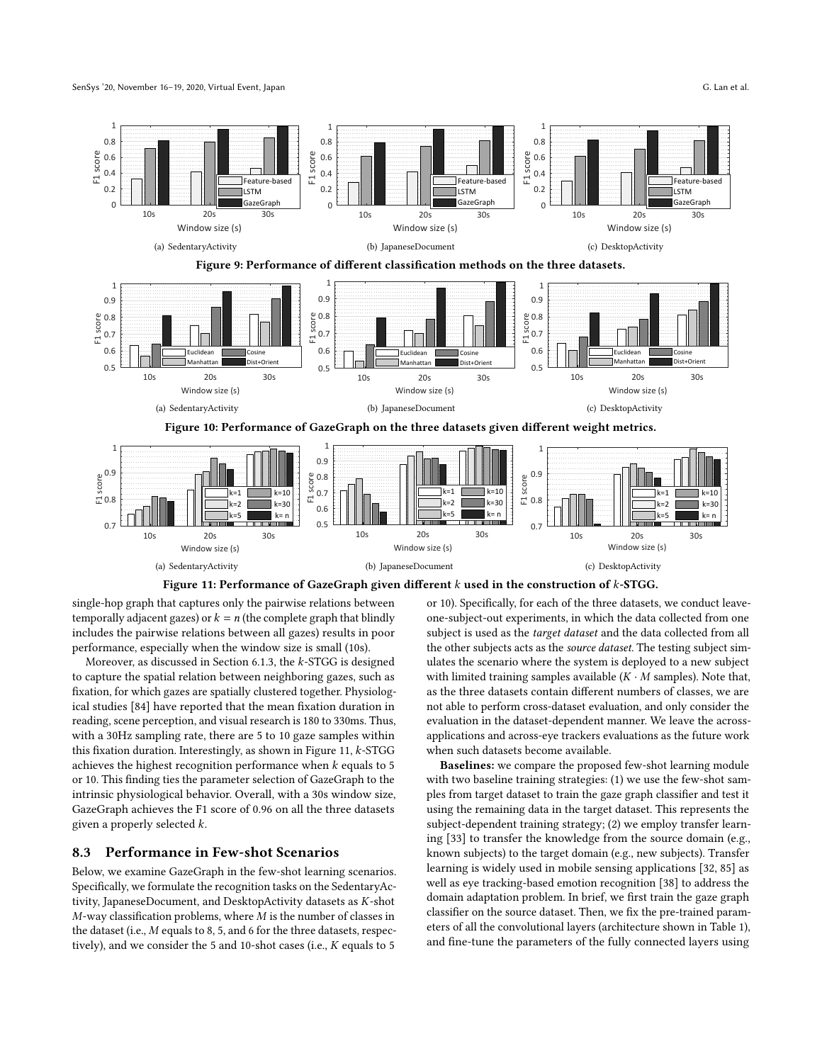1
0.8
0.6
0.4
0.2
0
F1 score
10s
20s
30s
Window size (s)
Feature-based
LSTM
GazeGraph

(a) SedentaryActivity

1
0.8
0.6
0.4
0.2
0
F1 score
10s
20s
30s
Window size (s)
Feature-based
LSTM
GazeGraph

(b) JapaneseDocument

1
0.8
0.6
0.4
0.2
0
F1 score
10s
20s
30s
Window size (s)
Feature-based
LSTM
GazeGraph

(c) DesktopActivity

**Figure 9: Performance of different classification methods on the three datasets.**

1
0.9
0.8
0.7
0.6
0.5
F1 score
10s
20s
30s
Window size (s)
Euclidean
Manhattan
Cosine
Dist+Orient

(a) SedentaryActivity

1
0.9
0.8
0.7
0.6
0.5
F1 score
10s
20s
30s
Window size (s)
Euclidean
Manhattan
Cosine
Dist+Orient

(b) JapaneseDocument

1
0.9
0.8
0.7
0.6
0.5
F1 score
10s
20s
30s
Window size (s)
Euclidean
Manhattan
Cosine
Dist+Orient

(c) DesktopActivity

**Figure 10: Performance of GazeGraph on the three datasets given different weight metrics.**

1
0.9
0.8
0.7
F1 score
10s
20s
30s
Window size (s)
k=1
k=2
k=5
k=10
k=30
k= n

(a) SedentaryActivity

1
0.9
0.8
0.7
0.6
0.5
F1 score
10s
20s
30s
Window size (s)
k=1
k=2
k=5
k=10
k=30
k= n

(b) JapaneseDocument

1
0.9
0.8
0.7
F1 score
10s
20s
30s
Window size (s)
k=1
k=2
k=5
k=10
k=30
k= n

(c) DesktopActivity

**Figure 11: Performance of GazeGraph given different $k$ used in the construction of $k$-STGG.**

single-hop graph that captures only the pairwise relations between temporally adjacent gazes) or $k = n$ (the complete graph that blindly includes the pairwise relations between all gazes) results in poor performance, especially when the window size is small (10s).

Moreover, as discussed in Section 6.1.3, the $k$-STGG is designed to capture the spatial relation between neighboring gazes, such as fixation, for which gazes are spatially clustered together. Physiological studies [84] have reported that the mean fixation duration in reading, scene perception, and visual research is 180 to 330ms. Thus, with a 30Hz sampling rate, there are 5 to 10 gaze samples within this fixation duration. Interestingly, as shown in Figure 11, $k$-STGG achieves the highest recognition performance when $k$ equals to 5 or 10. This finding ties the parameter selection of GazeGraph to the intrinsic physiological behavior. Overall, with a 30s window size, GazeGraph achieves the F1 score of 0.96 on all the three datasets given a properly selected $k$.

## 8.3 Performance in Few-shot Scenarios

Below, we examine GazeGraph in the few-shot learning scenarios. Specifically, we formulate the recognition tasks on the SedentaryActivity, JapaneseDocument, and DesktopActivity datasets as $K$-shot $M$-way classification problems, where $M$ is the number of classes in the dataset (i.e., $M$ equals to 8, 5, and 6 for the three datasets, respectively), and we consider the 5 and 10-shot cases (i.e., $K$ equals to 5 or 10). Specifically, for each of the three datasets, we conduct leave-one-subject-out experiments, in which the data collected from one subject is used as the *target dataset* and the data collected from all the other subjects acts as the *source dataset*. The testing subject simulates the scenario where the system is deployed to a new subject with limited training samples available ($K \cdot M$ samples). Note that, as the three datasets contain different numbers of classes, we are not able to perform cross-dataset evaluation, and only consider the evaluation in the dataset-dependent manner. We leave the across-applications and across-eye trackers evaluations as the future work when such datasets become available.

**Baselines:** we compare the proposed few-shot learning module with two baseline training strategies: (1) we use the few-shot samples from target dataset to train the gaze graph classifier and test it using the remaining data in the target dataset. This represents the subject-dependent training strategy; (2) we employ transfer learning [33] to transfer the knowledge from the source domain (e.g., known subjects) to the target domain (e.g., new subjects). Transfer learning is widely used in mobile sensing applications [32, 85] as well as eye tracking-based emotion recognition [38] to address the domain adaptation problem. In brief, we first train the gaze graph classifier on the source dataset. Then, we fix the pre-trained parameters of all the convolutional layers (architecture shown in Table 1), and fine-tune the parameters of the fully connected layers using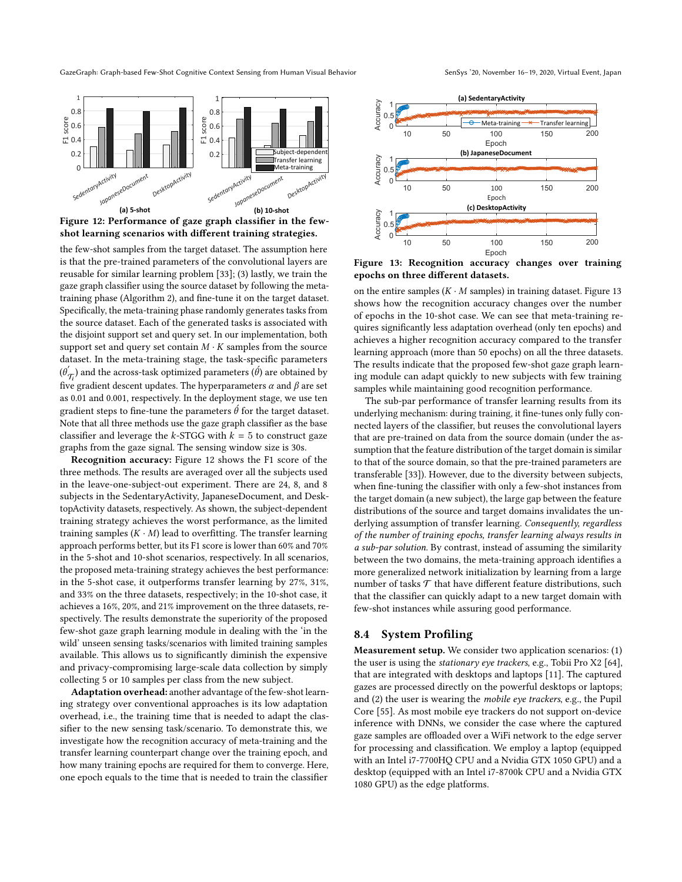1
0.8
0.6
0.4
0.2
0
F1 score
SedentaryActivity
JapaneseDocument
DesktopActivity
(a) 5-shot

1
0.8
0.6
0.4
0.2
F1 score
Subject-dependent
Transfer learning
Meta-training
SedentaryActivity
JapaneseDocument
DesktopActivity
(b) 10-shot

**Figure 12: Performance of gaze graph classifier in the few-shot learning scenarios with different training strategies.**

the few-shot samples from the target dataset. The assumption here is that the pre-trained parameters of the convolutional layers are reusable for similar learning problem [33]; (3) lastly, we train the gaze graph classifier using the source dataset by following the meta-training phase (Algorithm 2), and fine-tune it on the target dataset. Specifically, the meta-training phase randomly generates tasks from the source dataset. Each of the generated tasks is associated with the disjoint support set and query set. In our implementation, both support set and query set contain $M \cdot K$ samples from the source dataset. In the meta-training stage, the task-specific parameters ($\theta'_{\mathcal{T}_i}$) and the across-task optimized parameters ($\acute{\theta}$) are obtained by five gradient descent updates. The hyperparameters $\alpha$ and $\beta$ are set as 0.01 and 0.001, respectively. In the deployment stage, we use ten gradient steps to fine-tune the parameters $\acute{\theta}$ for the target dataset. Note that all three methods use the gaze graph classifier as the base classifier and leverage the $k$-STGG with $k = 5$ to construct gaze graphs from the gaze signal. The sensing window size is 30s.

**Recognition accuracy:** Figure 12 shows the F1 score of the three methods. The results are averaged over all the subjects used in the leave-one-subject-out experiment. There are 24, 8, and 8 subjects in the SedentaryActivity, JapaneseDocument, and DesktopActivity datasets, respectively. As shown, the subject-dependent training strategy achieves the worst performance, as the limited training samples ($K \cdot M$) lead to overfitting. The transfer learning approach performs better, but its F1 score is lower than 60% and 70% in the 5-shot and 10-shot scenarios, respectively. In all scenarios, the proposed meta-training strategy achieves the best performance: in the 5-shot case, it outperforms transfer learning by 27%, 31%, and 33% on the three datasets, respectively; in the 10-shot case, it achieves a 16%, 20%, and 21% improvement on the three datasets, respectively. The results demonstrate the superiority of the proposed few-shot gaze graph learning module in dealing with the 'in the wild' unseen sensing tasks/scenarios with limited training samples available. This allows us to significantly diminish the expensive and privacy-compromising large-scale data collection by simply collecting 5 or 10 samples per class from the new subject.

**Adaptation overhead:** another advantage of the few-shot learning strategy over conventional approaches is its low adaptation overhead, i.e., the training time that is needed to adapt the classifier to the new sensing task/scenario. To demonstrate this, we investigate how the recognition accuracy of meta-training and the transfer learning counterpart change over the training epoch, and how many training epochs are required for them to converge. Here, one epoch equals to the time that is needed to train the classifier on the entire samples ($K \cdot M$ samples) in training dataset. Figure 13 shows how the recognition accuracy changes over the number of epochs in the 10-shot case. We can see that meta-training requires significantly less adaptation overhead (only ten epochs) and achieves a higher recognition accuracy compared to the transfer learning approach (more than 50 epochs) on all the three datasets. The results indicate that the proposed few-shot gaze graph learning module can adapt quickly to new subjects with few training samples while maintaining good recognition performance.

(a) SedentaryActivity
Accuracy
1
0.5
0
Meta-training
Transfer learning
10 50 100 150 200
Epoch

(b) JapaneseDocument
Accuracy
1
0.5
0
10 50 100 150 200
Epoch

(c) DesktopActivity
Accuracy
1
0.5
0
10 50 100 150 200
Epoch

**Figure 13: Recognition accuracy changes over training epochs on three different datasets.**

The sub-par performance of transfer learning results from its underlying mechanism: during training, it fine-tunes only fully connected layers of the classifier, but reuses the convolutional layers that are pre-trained on data from the source domain (under the assumption that the feature distribution of the target domain is similar to that of the source domain, so that the pre-trained parameters are transferable [33]). However, due to the diversity between subjects, when fine-tuning the classifier with only a few-shot instances from the target domain (a new subject), the large gap between the feature distributions of the source and target domains invalidates the underlying assumption of transfer learning. *Consequently, regardless of the number of training epochs, transfer learning always results in a sub-par solution.* By contrast, instead of assuming the similarity between the two domains, the meta-training approach identifies a more generalized network initialization by learning from a large number of tasks $\mathcal{T}$ that have different feature distributions, such that the classifier can quickly adapt to a new target domain with few-shot instances while assuring good performance.

## 8.4 System Profiling

**Measurement setup.** We consider two application scenarios: (1) the user is using the *stationary eye trackers*, e.g., Tobii Pro X2 [64], that are integrated with desktops and laptops [11]. The captured gazes are processed directly on the powerful desktops or laptops; and (2) the user is wearing the *mobile eye trackers*, e.g., the Pupil Core [55]. As most mobile eye trackers do not support on-device inference with DNNs, we consider the case where the captured gaze samples are offloaded over a WiFi network to the edge server for processing and classification. We employ a laptop (equipped with an Intel i7-7700HQ CPU and a Nvidia GTX 1050 GPU) and a desktop (equipped with an Intel i7-8700k CPU and a Nvidia GTX 1080 GPU) as the edge platforms.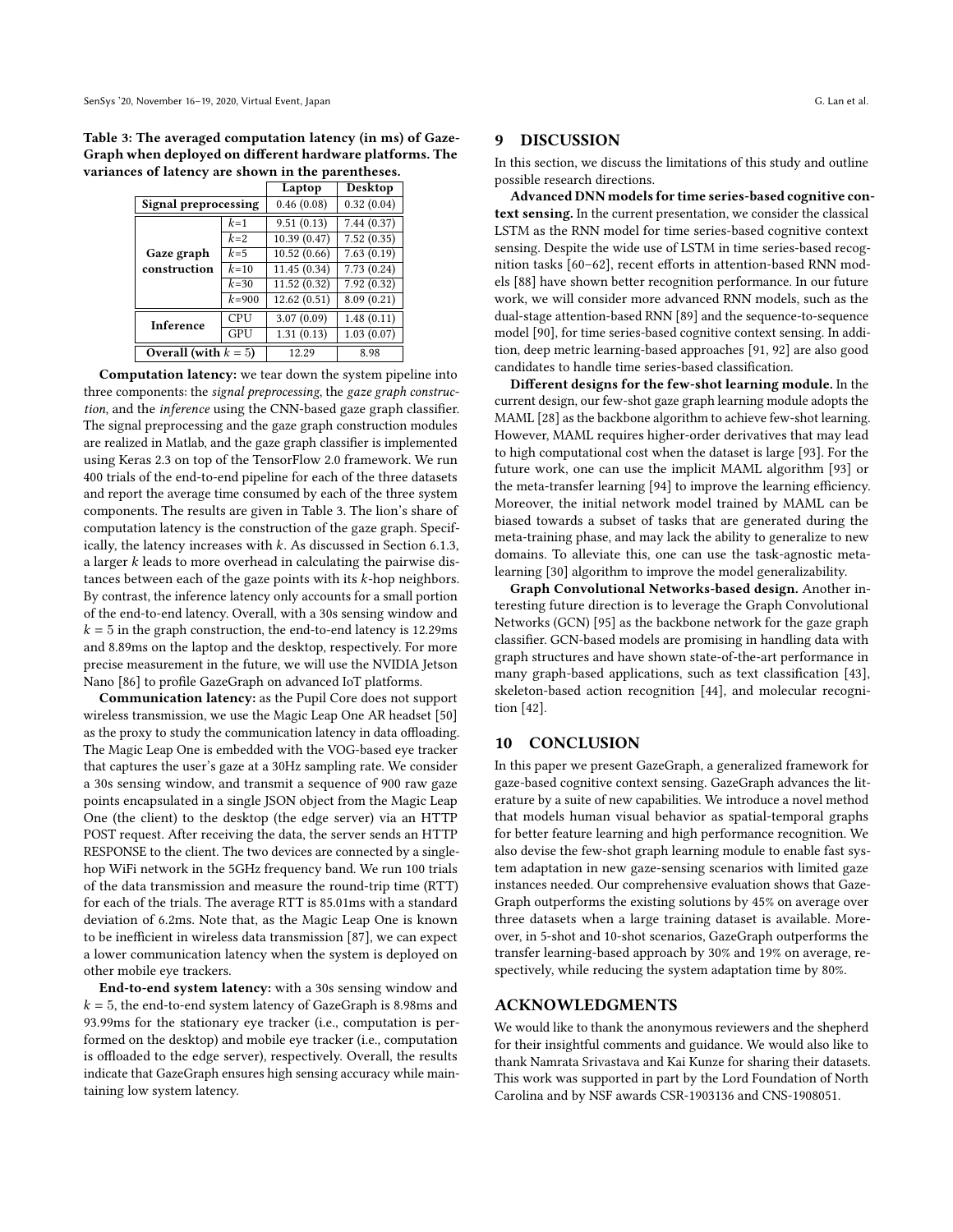Table 3: The averaged computation latency (in ms) of GazeGraph when deployed on different hardware platforms. The variances of latency are shown in the parentheses.

| | | Laptop | Desktop |
|---|---|---|---|
| **Signal preprocessing** | | 0.46 (0.08) | 0.32 (0.04) |
| **Gaze graph construction** | $k$=1 | 9.51 (0.13) | 7.44 (0.37) |
| | $k$=2 | 10.39 (0.47) | 7.52 (0.35) |
| | $k$=5 | 10.52 (0.66) | 7.63 (0.19) |
| | $k$=10 | 11.45 (0.34) | 7.73 (0.24) |
| | $k$=30 | 11.52 (0.32) | 7.92 (0.32) |
| | $k$=900 | 12.62 (0.51) | 8.09 (0.21) |
| **Inference** | CPU | 3.07 (0.09) | 1.48 (0.11) |
| | GPU | 1.31 (0.13) | 1.03 (0.07) |
| **Overall (with $k = 5$)** | | 12.29 | 8.98 |

**Computation latency:** we tear down the system pipeline into three components: the *signal preprocessing*, the *gaze graph construction*, and the *inference* using the CNN-based gaze graph classifier. The signal preprocessing and the gaze graph construction modules are realized in Matlab, and the gaze graph classifier is implemented using Keras 2.3 on top of the TensorFlow 2.0 framework. We run 400 trials of the end-to-end pipeline for each of the three datasets and report the average time consumed by each of the three system components. The results are given in Table 3. The lion's share of computation latency is the construction of the gaze graph. Specifically, the latency increases with $k$. As discussed in Section 6.1.3, a larger $k$ leads to more overhead in calculating the pairwise distances between each of the gaze points with its $k$-hop neighbors. By contrast, the inference latency only accounts for a small portion of the end-to-end latency. Overall, with a 30s sensing window and $k = 5$ in the graph construction, the end-to-end latency is 12.29ms and 8.89ms on the laptop and the desktop, respectively. For more precise measurement in the future, we will use the NVIDIA Jetson Nano [86] to profile GazeGraph on advanced IoT platforms.

**Communication latency:** as the Pupil Core does not support wireless transmission, we use the Magic Leap One AR headset [50] as the proxy to study the communication latency in data offloading. The Magic Leap One is embedded with the VOG-based eye tracker that captures the user's gaze at a 30Hz sampling rate. We consider a 30s sensing window, and transmit a sequence of 900 raw gaze points encapsulated in a single JSON object from the Magic Leap One (the client) to the desktop (the edge server) via an HTTP POST request. After receiving the data, the server sends an HTTP RESPONSE to the client. The two devices are connected by a single-hop WiFi network in the 5GHz frequency band. We run 100 trials of the data transmission and measure the round-trip time (RTT) for each of the trials. The average RTT is 85.01ms with a standard deviation of 6.2ms. Note that, as the Magic Leap One is known to be inefficient in wireless data transmission [87], we can expect a lower communication latency when the system is deployed on other mobile eye trackers.

**End-to-end system latency:** with a 30s sensing window and $k = 5$, the end-to-end system latency of GazeGraph is 8.98ms and 93.99ms for the stationary eye tracker (i.e., computation is performed on the desktop) and mobile eye tracker (i.e., computation is offloaded to the edge server), respectively. Overall, the results indicate that GazeGraph ensures high sensing accuracy while maintaining low system latency.

## 9 DISCUSSION

In this section, we discuss the limitations of this study and outline possible research directions.

**Advanced DNN models for time series-based cognitive context sensing.** In the current presentation, we consider the classical LSTM as the RNN model for time series-based cognitive context sensing. Despite the wide use of LSTM in time series-based recognition tasks [60–62], recent efforts in attention-based RNN models [88] have shown better recognition performance. In our future work, we will consider more advanced RNN models, such as the dual-stage attention-based RNN [89] and the sequence-to-sequence model [90], for time series-based cognitive context sensing. In addition, deep metric learning-based approaches [91, 92] are also good candidates to handle time series-based classification.

**Different designs for the few-shot learning module.** In the current design, our few-shot gaze graph learning module adopts the MAML [28] as the backbone algorithm to achieve few-shot learning. However, MAML requires higher-order derivatives that may lead to high computational cost when the dataset is large [93]. For the future work, one can use the implicit MAML algorithm [93] or the meta-transfer learning [94] to improve the learning efficiency. Moreover, the initial network model trained by MAML can be biased towards a subset of tasks that are generated during the meta-training phase, and may lack the ability to generalize to new domains. To alleviate this, one can use the task-agnostic meta-learning [30] algorithm to improve the model generalizability.

**Graph Convolutional Networks-based design.** Another interesting future direction is to leverage the Graph Convolutional Networks (GCN) [95] as the backbone network for the gaze graph classifier. GCN-based models are promising in handling data with graph structures and have shown state-of-the-art performance in many graph-based applications, such as text classification [43], skeleton-based action recognition [44], and molecular recognition [42].

## 10 CONCLUSION

In this paper we present GazeGraph, a generalized framework for gaze-based cognitive context sensing. GazeGraph advances the literature by a suite of new capabilities. We introduce a novel method that models human visual behavior as spatial-temporal graphs for better feature learning and high performance recognition. We also devise the few-shot graph learning module to enable fast system adaptation in new gaze-sensing scenarios with limited gaze instances needed. Our comprehensive evaluation shows that GazeGraph outperforms the existing solutions by 45% on average over three datasets when a large training dataset is available. Moreover, in 5-shot and 10-shot scenarios, GazeGraph outperforms the transfer learning-based approach by 30% and 19% on average, respectively, while reducing the system adaptation time by 80%.

## ACKNOWLEDGMENTS

We would like to thank the anonymous reviewers and the shepherd for their insightful comments and guidance. We would also like to thank Namrata Srivastava and Kai Kunze for sharing their datasets. This work was supported in part by the Lord Foundation of North Carolina and by NSF awards CSR-1903136 and CNS-1908051.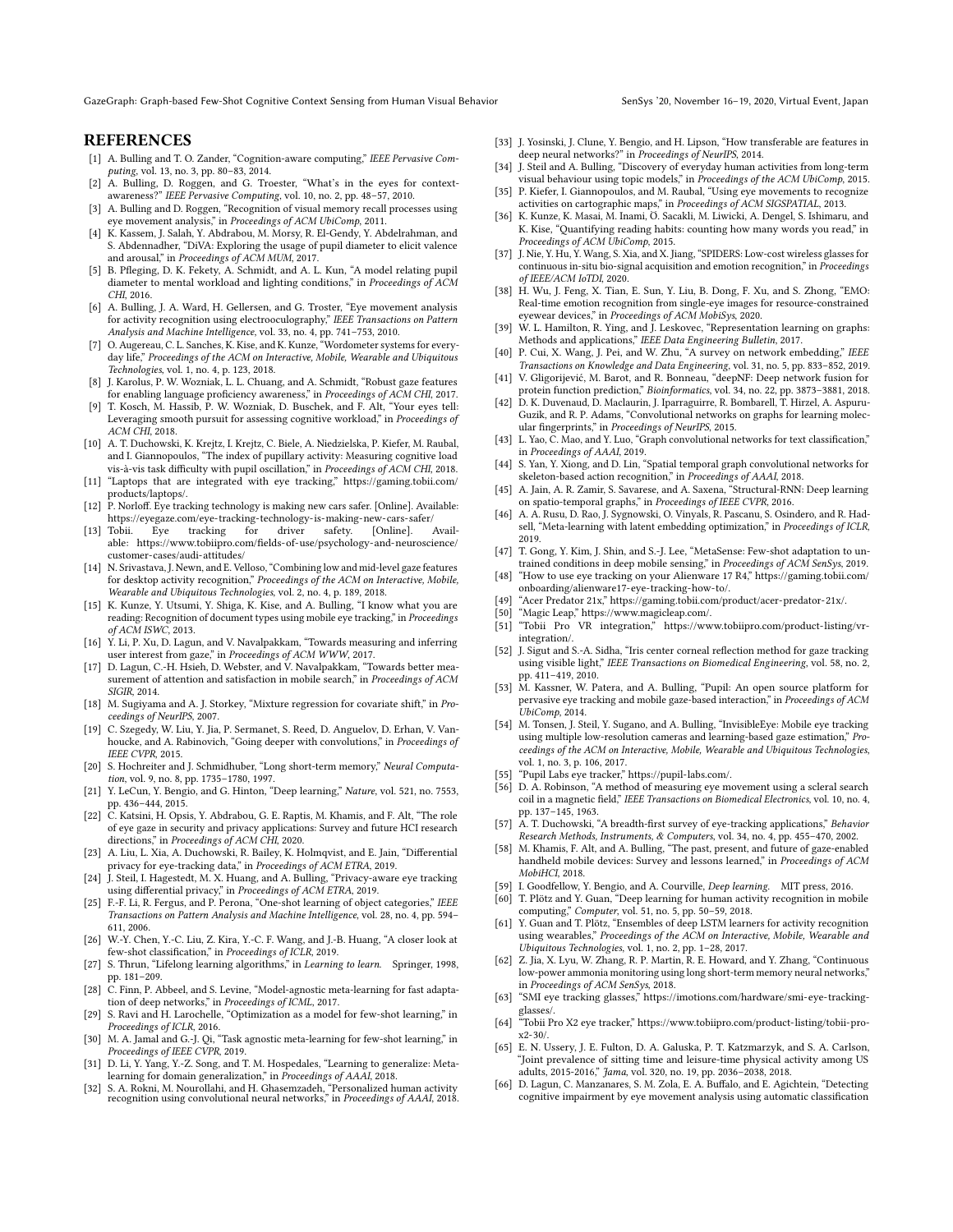## REFERENCES

[1] A. Bulling and T. O. Zander, "Cognition-aware computing," *IEEE Pervasive Computing*, vol. 13, no. 3, pp. 80–83, 2014.

[2] A. Bulling, D. Roggen, and G. Troester, "What's in the eyes for context-awareness?" *IEEE Pervasive Computing*, vol. 10, no. 2, pp. 48–57, 2010.

[3] A. Bulling and D. Roggen, "Recognition of visual memory recall processes using eye movement analysis," in *Proceedings of ACM UbiComp*, 2011.

[4] K. Kassem, J. Salah, Y. Abdrabou, M. Morsy, R. El-Gendy, Y. Abdelrahman, and S. Abdennadher, "DiVA: Exploring the usage of pupil diameter to elicit valence and arousal," in *Proceedings of ACM MUM*, 2017.

[5] B. Pfleging, D. K. Fekety, A. Schmidt, and A. L. Kun, "A model relating pupil diameter to mental workload and lighting conditions," in *Proceedings of ACM CHI*, 2016.

[6] A. Bulling, J. A. Ward, H. Gellersen, and G. Troster, "Eye movement analysis for activity recognition using electrooculography," *IEEE Transactions on Pattern Analysis and Machine Intelligence*, vol. 33, no. 4, pp. 741–753, 2010.

[7] O. Augereau, C. L. Sanches, K. Kise, and K. Kunze, "Wordometer systems for everyday life," *Proceedings of the ACM on Interactive, Mobile, Wearable and Ubiquitous Technologies*, vol. 1, no. 4, p. 123, 2018.

[8] J. Karolus, P. W. Wozniak, L. L. Chuang, and A. Schmidt, "Robust gaze features for enabling language proficiency awareness," in *Proceedings of ACM CHI*, 2017.

[9] T. Kosch, M. Hassib, P. W. Woźniak, D. Buschek, and F. Alt, "Your eyes tell: Leveraging smooth pursuit for assessing cognitive workload," in *Proceedings of ACM CHI*, 2018.

[10] A. T. Duchowski, K. Krejtz, I. Krejtz, C. Biele, A. Niedzielska, P. Kiefer, M. Raubal, and I. Giannopoulos, "The index of pupillary activity: Measuring cognitive load vis-à-vis task difficulty with pupil oscillation," in *Proceedings of ACM CHI*, 2018.

[11] "Laptops that are integrated with eye tracking," https://gaming.tobii.com/products/laptops/.

[12] P. Norloff. Eye tracking technology is making new cars safer. [Online]. Available: https://eyegaze.com/eye-tracking-technology-is-making-new-cars-safer/

[13] Tobii. Eye tracking for driver safety. [Online]. Available: https://www.tobiipro.com/fields-of-use/psychology-and-neuroscience/customer-cases/audi-attitudes/

[14] N. Srivastava, J. Newn, and E. Velloso, "Combining low and mid-level gaze features for desktop activity recognition," *Proceedings of the ACM on Interactive, Mobile, Wearable and Ubiquitous Technologies*, vol. 2, no. 4, p. 189, 2018.

[15] K. Kunze, Y. Utsumi, Y. Shiga, K. Kise, and A. Bulling, "I know what you are reading: Recognition of document types using mobile eye tracking," in *Proceedings of ACM ISWC*, 2013.

[16] Y. Li, P. Xu, D. Lagun, and V. Navalpakkam, "Towards measuring and inferring user interest from gaze," in *Proceedings of ACM WWW*, 2017.

[17] D. Lagun, C.-H. Hsieh, D. Webster, and V. Navalpakkam, "Towards better measurement of attention and satisfaction in mobile search," in *Proceedings of ACM SIGIR*, 2014.

[18] M. Sugiyama and A. J. Storkey, "Mixture regression for covariate shift," in *Proceedings of NeurIPS*, 2007.

[19] C. Szegedy, W. Liu, Y. Jia, P. Sermanet, S. Reed, D. Anguelov, D. Erhan, V. Vanhoucke, and A. Rabinovich, "Going deeper with convolutions," in *Proceedings of IEEE CVPR*, 2015.

[20] S. Hochreiter and J. Schmidhuber, "Long short-term memory," *Neural Computation*, vol. 9, no. 8, pp. 1735–1780, 1997.

[21] Y. LeCun, Y. Bengio, and G. Hinton, "Deep learning," *Nature*, vol. 521, no. 7553, pp. 436–444, 2015.

[22] C. Katsini, H. Opsis, Y. Abdrabou, G. E. Raptis, M. Khamis, and F. Alt, "The role of eye gaze in security and privacy applications: Survey and future HCI research directions," in *Proceedings of ACM CHI*, 2020.

[23] A. Liu, L. Xia, A. Duchowski, R. Bailey, K. Holmqvist, and E. Jain, "Differential privacy for eye-tracking data," in *Proceedings of ACM ETRA*, 2019.

[24] J. Steil, I. Hagestedt, M. X. Huang, and A. Bulling, "Privacy-aware eye tracking using differential privacy," in *Proceedings of ACM ETRA*, 2019.

[25] F.-F. Li, R. Fergus, and P. Perona, "One-shot learning of object categories," *IEEE Transactions on Pattern Analysis and Machine Intelligence*, vol. 28, no. 4, pp. 594–611, 2006.

[26] W.-Y. Chen, Y.-C. Liu, Z. Kira, Y.-C. F. Wang, and J.-B. Huang, "A closer look at few-shot classification," in *Proceedings of ICLR*, 2019.

[27] S. Thrun, "Lifelong learning algorithms," in *Learning to learn*. Springer, 1998, pp. 181–209.

[28] C. Finn, P. Abbeel, and S. Levine, "Model-agnostic meta-learning for fast adaptation of deep networks," in *Proceedings of ICML*, 2017.

[29] S. Ravi and H. Larochelle, "Optimization as a model for few-shot learning," in *Proceedings of ICLR*, 2016.

[30] M. A. Jamal and G.-J. Qi, "Task agnostic meta-learning for few-shot learning," in *Proceedings of IEEE CVPR*, 2019.

[31] D. Li, Y. Yang, Y.-Z. Song, and T. M. Hospedales, "Learning to generalize: Meta-learning for domain generalization," in *Proceedings of AAAI*, 2018.

[32] S. A. Rokni, M. Nourollahi, and H. Ghasemzadeh, "Personalized human activity recognition using convolutional neural networks," in *Proceedings of AAAI*, 2018.

[33] J. Yosinski, J. Clune, Y. Bengio, and H. Lipson, "How transferable are features in deep neural networks?" in *Proceedings of NeurIPS*, 2014.

[34] J. Steil and A. Bulling, "Discovery of everyday human activities from long-term visual behaviour using topic models," in *Proceedings of the ACM UbiComp*, 2015.

[35] P. Kiefer, I. Giannopoulos, and M. Raubal, "Using eye movements to recognize activities on cartographic maps," in *Proceedings of ACM SIGSPATIAL*, 2013.

[36] K. Kunze, K. Masai, M. Inami, Ö. Sacakli, M. Liwicki, A. Dengel, S. Ishimaru, and K. Kise, "Quantifying reading habits: counting how many words you read," in *Proceedings of ACM UbiComp*, 2015.

[37] J. Nie, Y. Hu, Y. Wang, S. Xia, and X. Jiang, "SPIDERS: Low-cost wireless glasses for continuous in-situ bio-signal acquisition and emotion recognition," in *Proceedings of IEEE/ACM IoTDI*, 2020.

[38] H. Wu, J. Feng, X. Tian, E. Sun, Y. Liu, B. Dong, F. Xu, and S. Zhong, "EMO: Real-time emotion recognition from single-eye images for resource-constrained eyewear devices," in *Proceedings of ACM MobiSys*, 2020.

[39] W. L. Hamilton, R. Ying, and J. Leskovec, "Representation learning on graphs: Methods and applications," *IEEE Data Engineering Bulletin*, 2017.

[40] P. Cui, X. Wang, J. Pei, and W. Zhu, "A survey on network embedding," *IEEE Transactions on Knowledge and Data Engineering*, vol. 31, no. 5, pp. 833–852, 2019.

[41] V. Gligorijević, M. Barot, and R. Bonneau, "deepNF: Deep network fusion for protein function prediction," *Bioinformatics*, vol. 34, no. 22, pp. 3873–3881, 2018.

[42] D. K. Duvenaud, D. Maclaurin, J. Iparraguirre, R. Bombarell, T. Hirzel, A. Aspuru-Guzik, and R. P. Adams, "Convolutional networks on graphs for learning molecular fingerprints," in *Proceedings of NeurIPS*, 2015.

[43] L. Yao, C. Mao, and Y. Luo, "Graph convolutional networks for text classification," in *Proceedings of AAAI*, 2019.

[44] S. Yan, Y. Xiong, and D. Lin, "Spatial temporal graph convolutional networks for skeleton-based action recognition," in *Proceedings of AAAI*, 2018.

[45] A. Jain, A. R. Zamir, S. Savarese, and A. Saxena, "Structural-RNN: Deep learning on spatio-temporal graphs," in *Proceedings of IEEE CVPR*, 2016.

[46] A. A. Rusu, D. Rao, J. Sygnowski, O. Vinyals, R. Pascanu, S. Osindero, and R. Hadsell, "Meta-learning with latent embedding optimization," in *Proceedings of ICLR*, 2019.

[47] T. Gong, Y. Kim, J. Shin, and S.-J. Lee, "MetaSense: Few-shot adaptation to untrained conditions in deep mobile sensing," in *Proceedings of ACM SenSys*, 2019.

[48] "How to use eye tracking on your Alienware 17 R4," https://gaming.tobii.com/onboarding/alienware17-eye-tracking-how-to/.

[49] "Acer Predator 21x," https://gaming.tobii.com/product/acer-predator-21x/.

[50] "Magic Leap," https://www.magicleap.com/.

[51] "Tobii Pro VR integration," https://www.tobiipro.com/product-listing/vr-integration/.

[52] J. Sigut and S.-A. Sidha, "Iris center corneal reflection method for gaze tracking using visible light," *IEEE Transactions on Biomedical Engineering*, vol. 58, no. 2, pp. 411–419, 2010.

[53] M. Kassner, W. Patera, and A. Bulling, "Pupil: An open source platform for pervasive eye tracking and mobile gaze-based interaction," in *Proceedings of ACM UbiComp*, 2014.

[54] M. Tonsen, J. Steil, Y. Sugano, and A. Bulling, "InvisibleEye: Mobile eye tracking using multiple low-resolution cameras and learning-based gaze estimation," *Proceedings of the ACM on Interactive, Mobile, Wearable and Ubiquitous Technologies*, vol. 1, no. 3, p. 106, 2017.

[55] "Pupil Labs eye tracker," https://pupil-labs.com/.

[56] D. A. Robinson, "A method of measuring eye movement using a scleral search coil in a magnetic field," *IEEE Transactions on Biomedical Electronics*, vol. 10, no. 4, pp. 137–145, 1963.

[57] A. T. Duchowski, "A breadth-first survey of eye-tracking applications," *Behavior Research Methods, Instruments, & Computers*, vol. 34, no. 4, pp. 455–470, 2002.

[58] M. Khamis, F. Alt, and A. Bulling, "The past, present, and future of gaze-enabled handheld mobile devices: Survey and lessons learned," in *Proceedings of ACM MobiHCI*, 2018.

[59] I. Goodfellow, Y. Bengio, and A. Courville, *Deep learning*. MIT press, 2016.

[60] T. Plötz and Y. Guan, "Deep learning for human activity recognition in mobile computing," *Computer*, vol. 51, no. 5, pp. 50–59, 2018.

[61] Y. Guan and T. Plötz, "Ensembles of deep LSTM learners for activity recognition using wearables," *Proceedings of the ACM on Interactive, Mobile, Wearable and Ubiquitous Technologies*, vol. 1, no. 2, pp. 1–28, 2017.

[62] Z. Jia, X. Lyu, W. Zhang, R. P. Martin, R. E. Howard, and Y. Zhang, "Continuous low-power ammonia monitoring using long short-term memory neural networks," in *Proceedings of ACM SenSys*, 2018.

[63] "SMI eye tracking glasses," https://imotions.com/hardware/smi-eye-tracking-glasses/.

[64] "Tobii Pro X2 eye tracker," https://www.tobiipro.com/product-listing/tobii-pro-x2-30/.

[65] E. N. Ussery, J. E. Fulton, D. A. Galuska, P. T. Katzmarzyk, and S. A. Carlson, "Joint prevalence of sitting time and leisure-time physical activity among US adults, 2015-2016," *Jama*, vol. 320, no. 19, pp. 2036–2038, 2018.

[66] D. Lagun, C. Manzanares, S. M. Zola, E. A. Buffalo, and E. Agichtein, "Detecting cognitive impairment by eye movement analysis using automatic classification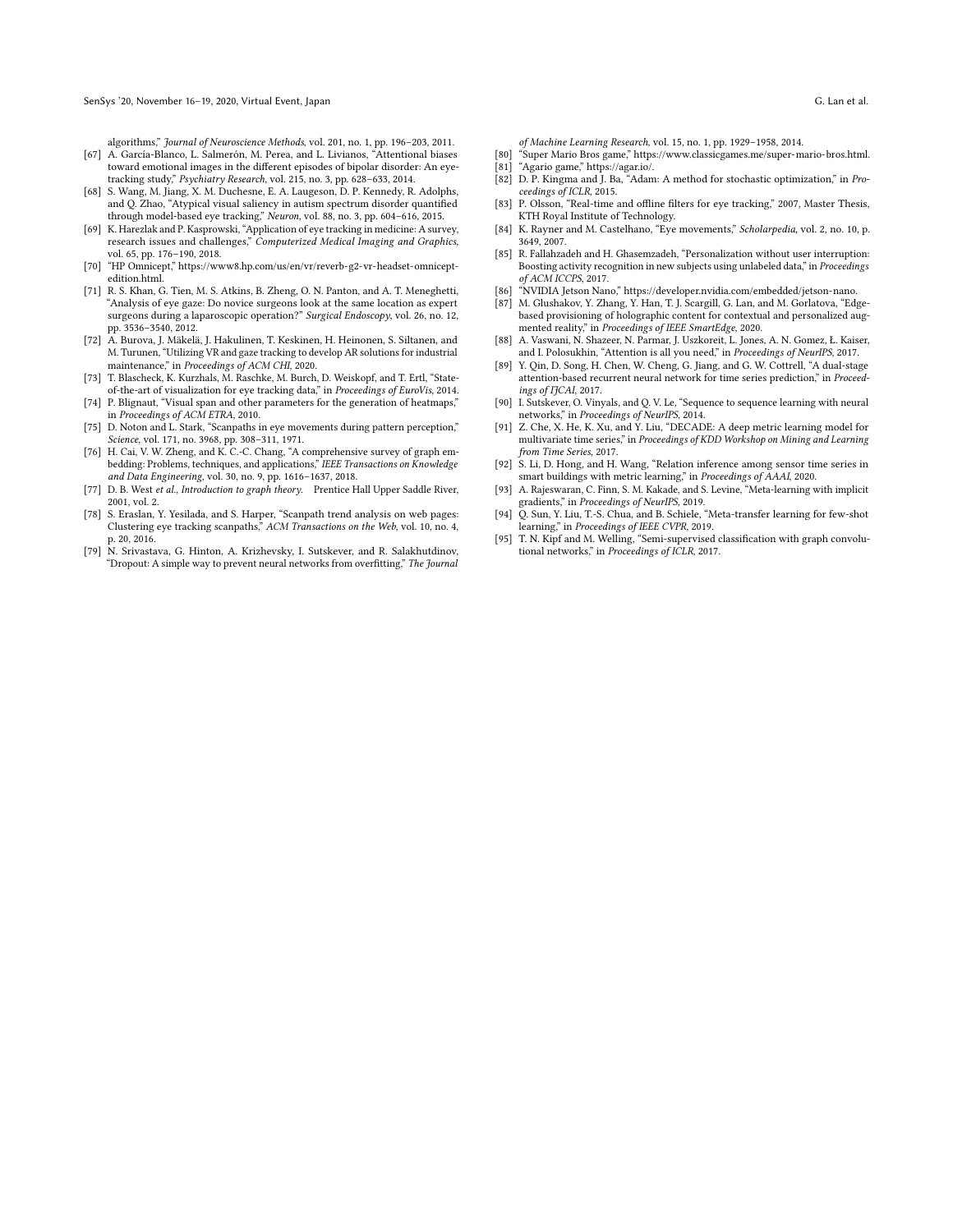algorithms," *Journal of Neuroscience Methods*, vol. 201, no. 1, pp. 196–203, 2011.

[67] A. García-Blanco, L. Salmerón, M. Perea, and L. Livianos, "Attentional biases toward emotional images in the different episodes of bipolar disorder: An eye-tracking study," *Psychiatry Research*, vol. 215, no. 3, pp. 628–633, 2014.

[68] S. Wang, M. Jiang, X. M. Duchesne, E. A. Laugeson, D. P. Kennedy, R. Adolphs, and Q. Zhao, "Atypical visual saliency in autism spectrum disorder quantified through model-based eye tracking," *Neuron*, vol. 88, no. 3, pp. 604–616, 2015.

[69] K. Harezlak and P. Kasprowski, "Application of eye tracking in medicine: A survey, research issues and challenges," *Computerized Medical Imaging and Graphics*, vol. 65, pp. 176–190, 2018.

[70] "HP Omnicept," https://www8.hp.com/us/en/vr/reverb-g2-vr-headset-omnicept-edition.html.

[71] R. S. Khan, G. Tien, M. S. Atkins, B. Zheng, O. N. Panton, and A. T. Meneghetti, "Analysis of eye gaze: Do novice surgeons look at the same location as expert surgeons during a laparoscopic operation?" *Surgical Endoscopy*, vol. 26, no. 12, pp. 3536–3540, 2012.

[72] A. Burova, J. Mäkelä, J. Hakulinen, T. Keskinen, H. Heinonen, S. Siltanen, and M. Turunen, "Utilizing VR and gaze tracking to develop AR solutions for industrial maintenance," in *Proceedings of ACM CHI*, 2020.

[73] T. Blascheck, K. Kurzhals, M. Raschke, M. Burch, D. Weiskopf, and T. Ertl, "State-of-the-art of visualization for eye tracking data," in *Proceedings of EuroVis*, 2014.

[74] P. Blignaut, "Visual span and other parameters for the generation of heatmaps," in *Proceedings of ACM ETRA*, 2010.

[75] D. Noton and L. Stark, "Scanpaths in eye movements during pattern perception," *Science*, vol. 171, no. 3968, pp. 308–311, 1971.

[76] H. Cai, V. W. Zheng, and K. C.-C. Chang, "A comprehensive survey of graph embedding: Problems, techniques, and applications," *IEEE Transactions on Knowledge and Data Engineering*, vol. 30, no. 9, pp. 1616–1637, 2018.

[77] D. B. West *et al.*, *Introduction to graph theory*. Prentice Hall Upper Saddle River, 2001, vol. 2.

[78] S. Eraslan, Y. Yesilada, and S. Harper, "Scanpath trend analysis on web pages: Clustering eye tracking scanpaths," *ACM Transactions on the Web*, vol. 10, no. 4, p. 20, 2016.

[79] N. Srivastava, G. Hinton, A. Krizhevsky, I. Sutskever, and R. Salakhutdinov, "Dropout: A simple way to prevent neural networks from overfitting," *The Journal of Machine Learning Research*, vol. 15, no. 1, pp. 1929–1958, 2014.

[80] "Super Mario Bros game," https://www.classicgames.me/super-mario-bros.html.

[81] "Agario game," https://agar.io/.

[82] D. P. Kingma and J. Ba, "Adam: A method for stochastic optimization," in *Proceedings of ICLR*, 2015.

[83] P. Olsson, "Real-time and offline filters for eye tracking," 2007, Master Thesis, KTH Royal Institute of Technology.

[84] K. Rayner and M. Castelhano, "Eye movements," *Scholarpedia*, vol. 2, no. 10, p. 3649, 2007.

[85] R. Fallahzadeh and H. Ghasemzadeh, "Personalization without user interruption: Boosting activity recognition in new subjects using unlabeled data," in *Proceedings of ACM ICCPS*, 2017.

[86] "NVIDIA Jetson Nano," https://developer.nvidia.com/embedded/jetson-nano.

[87] M. Glushakov, Y. Zhang, Y. Han, T. J. Scargill, G. Lan, and M. Gorlatova, "Edge-based provisioning of holographic content for contextual and personalized augmented reality," in *Proceedings of IEEE SmartEdge*, 2020.

[88] A. Vaswani, N. Shazeer, N. Parmar, J. Uszkoreit, L. Jones, A. N. Gomez, Ł. Kaiser, and I. Polosukhin, "Attention is all you need," in *Proceedings of NeurIPS*, 2017.

[89] Y. Qin, D. Song, H. Chen, W. Cheng, G. Jiang, and G. W. Cottrell, "A dual-stage attention-based recurrent neural network for time series prediction," in *Proceedings of IJCAI*, 2017.

[90] I. Sutskever, O. Vinyals, and Q. V. Le, "Sequence to sequence learning with neural networks," in *Proceedings of NeurIPS*, 2014.

[91] Z. Che, X. He, K. Xu, and Y. Liu, "DECADE: A deep metric learning model for multivariate time series," in *Proceedings of KDD Workshop on Mining and Learning from Time Series*, 2017.

[92] S. Li, D. Hong, and H. Wang, "Relation inference among sensor time series in smart buildings with metric learning," in *Proceedings of AAAI*, 2020.

[93] A. Rajeswaran, C. Finn, S. M. Kakade, and S. Levine, "Meta-learning with implicit gradients," in *Proceedings of NeurIPS*, 2019.

[94] Q. Sun, Y. Liu, T.-S. Chua, and B. Schiele, "Meta-transfer learning for few-shot learning," in *Proceedings of IEEE CVPR*, 2019.

[95] T. N. Kipf and M. Welling, "Semi-supervised classification with graph convolutional networks," in *Proceedings of ICLR*, 2017.